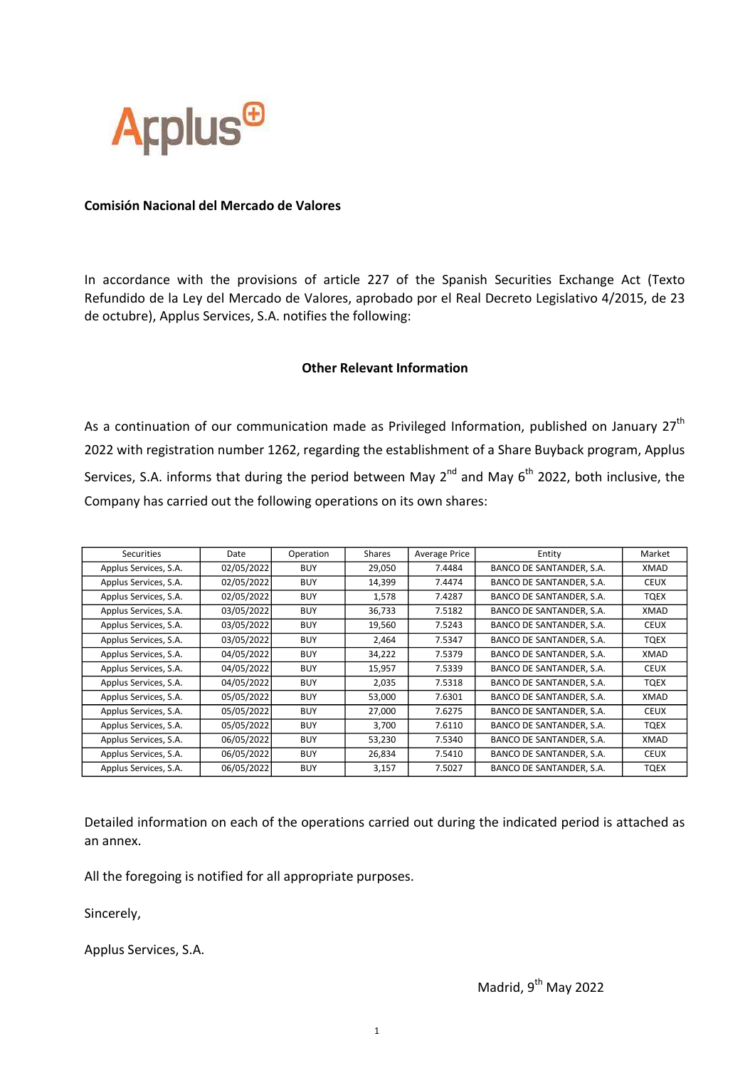**Comisión Nacional del Mercado de Valores**

In accordance with the provisions of article 227 of the Spanish Securities Exchange Act (Texto Refundido de la Ley del Mercado de Valores, aprobado por el Real Decreto Legislativo 4/2015, de 23 de octubre), Applus Services, S.A. notifies the following:

**Other Relevant Information**

As a continuation of our communication made as Privileged Information, published on January 27th 2022 with registration number 1262, regarding the establishment of a Share Buyback program, Applus Services, S.A. informs that during the period between May 2nd and May 6th 2022, both inclusive, the Company has carried out the following operations on its own shares:

| Securities | Date | Operation | Shares | Average Price | Entity | Market |
|---|---|---|---|---|---|---|
| Applus Services, S.A. | 02/05/2022 | BUY | 29,050 | 7.4484 | BANCO DE SANTANDER, S.A. | XMAD |
| Applus Services, S.A. | 02/05/2022 | BUY | 14,399 | 7.4474 | BANCO DE SANTANDER, S.A. | CEUX |
| Applus Services, S.A. | 02/05/2022 | BUY | 1,578 | 7.4287 | BANCO DE SANTANDER, S.A. | TQEX |
| Applus Services, S.A. | 03/05/2022 | BUY | 36,733 | 7.5182 | BANCO DE SANTANDER, S.A. | XMAD |
| Applus Services, S.A. | 03/05/2022 | BUY | 19,560 | 7.5243 | BANCO DE SANTANDER, S.A. | CEUX |
| Applus Services, S.A. | 03/05/2022 | BUY | 2,464 | 7.5347 | BANCO DE SANTANDER, S.A. | TQEX |
| Applus Services, S.A. | 04/05/2022 | BUY | 34,222 | 7.5379 | BANCO DE SANTANDER, S.A. | XMAD |
| Applus Services, S.A. | 04/05/2022 | BUY | 15,957 | 7.5339 | BANCO DE SANTANDER, S.A. | CEUX |
| Applus Services, S.A. | 04/05/2022 | BUY | 2,035 | 7.5318 | BANCO DE SANTANDER, S.A. | TQEX |
| Applus Services, S.A. | 05/05/2022 | BUY | 53,000 | 7.6301 | BANCO DE SANTANDER, S.A. | XMAD |
| Applus Services, S.A. | 05/05/2022 | BUY | 27,000 | 7.6275 | BANCO DE SANTANDER, S.A. | CEUX |
| Applus Services, S.A. | 05/05/2022 | BUY | 3,700 | 7.6110 | BANCO DE SANTANDER, S.A. | TQEX |
| Applus Services, S.A. | 06/05/2022 | BUY | 53,230 | 7.5340 | BANCO DE SANTANDER, S.A. | XMAD |
| Applus Services, S.A. | 06/05/2022 | BUY | 26,834 | 7.5410 | BANCO DE SANTANDER, S.A. | CEUX |
| Applus Services, S.A. | 06/05/2022 | BUY | 3,157 | 7.5027 | BANCO DE SANTANDER, S.A. | TQEX |

Detailed information on each of the operations carried out during the indicated period is attached as an annex.

All the foregoing is notified for all appropriate purposes.

Sincerely,

Applus Services, S.A.

Madrid, 9th May 2022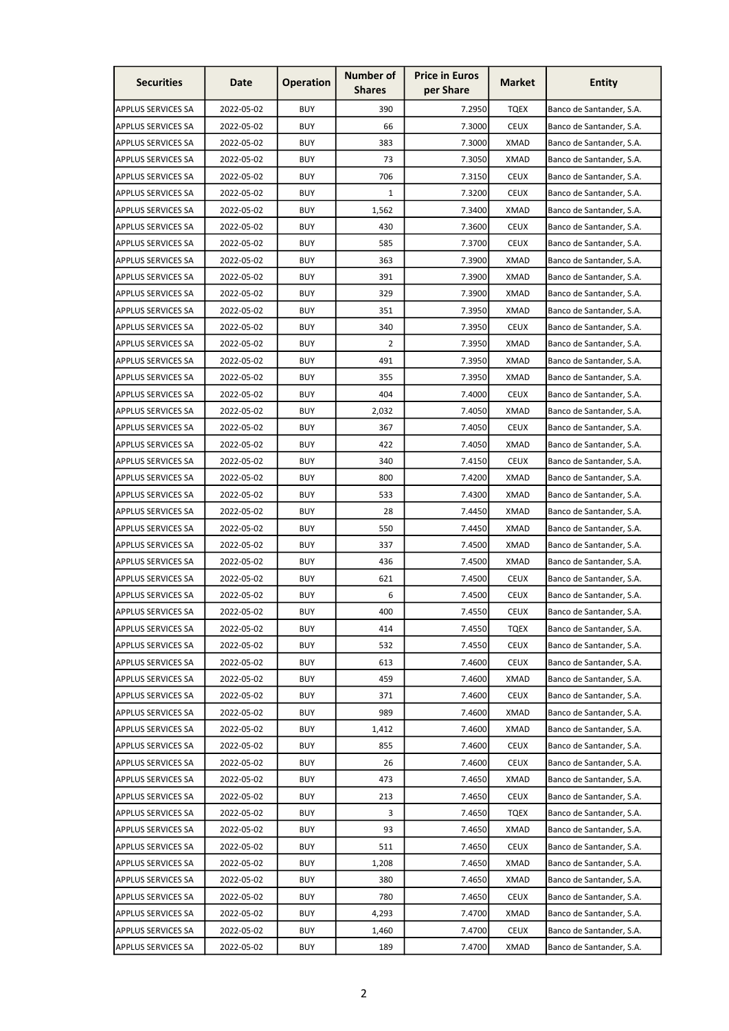| Securities | Date | Operation | Number of Shares | Price in Euros per Share | Market | Entity |
|---|---|---|---|---|---|---|
| APPLUS SERVICES SA | 2022-05-02 | BUY | 390 | 7.2950 | TQEX | Banco de Santander, S.A. |
| APPLUS SERVICES SA | 2022-05-02 | BUY | 66 | 7.3000 | CEUX | Banco de Santander, S.A. |
| APPLUS SERVICES SA | 2022-05-02 | BUY | 383 | 7.3000 | XMAD | Banco de Santander, S.A. |
| APPLUS SERVICES SA | 2022-05-02 | BUY | 73 | 7.3050 | XMAD | Banco de Santander, S.A. |
| APPLUS SERVICES SA | 2022-05-02 | BUY | 706 | 7.3150 | CEUX | Banco de Santander, S.A. |
| APPLUS SERVICES SA | 2022-05-02 | BUY | 1 | 7.3200 | CEUX | Banco de Santander, S.A. |
| APPLUS SERVICES SA | 2022-05-02 | BUY | 1,562 | 7.3400 | XMAD | Banco de Santander, S.A. |
| APPLUS SERVICES SA | 2022-05-02 | BUY | 430 | 7.3600 | CEUX | Banco de Santander, S.A. |
| APPLUS SERVICES SA | 2022-05-02 | BUY | 585 | 7.3700 | CEUX | Banco de Santander, S.A. |
| APPLUS SERVICES SA | 2022-05-02 | BUY | 363 | 7.3900 | XMAD | Banco de Santander, S.A. |
| APPLUS SERVICES SA | 2022-05-02 | BUY | 391 | 7.3900 | XMAD | Banco de Santander, S.A. |
| APPLUS SERVICES SA | 2022-05-02 | BUY | 329 | 7.3900 | XMAD | Banco de Santander, S.A. |
| APPLUS SERVICES SA | 2022-05-02 | BUY | 351 | 7.3950 | XMAD | Banco de Santander, S.A. |
| APPLUS SERVICES SA | 2022-05-02 | BUY | 340 | 7.3950 | CEUX | Banco de Santander, S.A. |
| APPLUS SERVICES SA | 2022-05-02 | BUY | 2 | 7.3950 | XMAD | Banco de Santander, S.A. |
| APPLUS SERVICES SA | 2022-05-02 | BUY | 491 | 7.3950 | XMAD | Banco de Santander, S.A. |
| APPLUS SERVICES SA | 2022-05-02 | BUY | 355 | 7.3950 | XMAD | Banco de Santander, S.A. |
| APPLUS SERVICES SA | 2022-05-02 | BUY | 404 | 7.4000 | CEUX | Banco de Santander, S.A. |
| APPLUS SERVICES SA | 2022-05-02 | BUY | 2,032 | 7.4050 | XMAD | Banco de Santander, S.A. |
| APPLUS SERVICES SA | 2022-05-02 | BUY | 367 | 7.4050 | CEUX | Banco de Santander, S.A. |
| APPLUS SERVICES SA | 2022-05-02 | BUY | 422 | 7.4050 | XMAD | Banco de Santander, S.A. |
| APPLUS SERVICES SA | 2022-05-02 | BUY | 340 | 7.4150 | CEUX | Banco de Santander, S.A. |
| APPLUS SERVICES SA | 2022-05-02 | BUY | 800 | 7.4200 | XMAD | Banco de Santander, S.A. |
| APPLUS SERVICES SA | 2022-05-02 | BUY | 533 | 7.4300 | XMAD | Banco de Santander, S.A. |
| APPLUS SERVICES SA | 2022-05-02 | BUY | 28 | 7.4450 | XMAD | Banco de Santander, S.A. |
| APPLUS SERVICES SA | 2022-05-02 | BUY | 550 | 7.4450 | XMAD | Banco de Santander, S.A. |
| APPLUS SERVICES SA | 2022-05-02 | BUY | 337 | 7.4500 | XMAD | Banco de Santander, S.A. |
| APPLUS SERVICES SA | 2022-05-02 | BUY | 436 | 7.4500 | XMAD | Banco de Santander, S.A. |
| APPLUS SERVICES SA | 2022-05-02 | BUY | 621 | 7.4500 | CEUX | Banco de Santander, S.A. |
| APPLUS SERVICES SA | 2022-05-02 | BUY | 6 | 7.4500 | CEUX | Banco de Santander, S.A. |
| APPLUS SERVICES SA | 2022-05-02 | BUY | 400 | 7.4550 | CEUX | Banco de Santander, S.A. |
| APPLUS SERVICES SA | 2022-05-02 | BUY | 414 | 7.4550 | TQEX | Banco de Santander, S.A. |
| APPLUS SERVICES SA | 2022-05-02 | BUY | 532 | 7.4550 | CEUX | Banco de Santander, S.A. |
| APPLUS SERVICES SA | 2022-05-02 | BUY | 613 | 7.4600 | CEUX | Banco de Santander, S.A. |
| APPLUS SERVICES SA | 2022-05-02 | BUY | 459 | 7.4600 | XMAD | Banco de Santander, S.A. |
| APPLUS SERVICES SA | 2022-05-02 | BUY | 371 | 7.4600 | CEUX | Banco de Santander, S.A. |
| APPLUS SERVICES SA | 2022-05-02 | BUY | 989 | 7.4600 | XMAD | Banco de Santander, S.A. |
| APPLUS SERVICES SA | 2022-05-02 | BUY | 1,412 | 7.4600 | XMAD | Banco de Santander, S.A. |
| APPLUS SERVICES SA | 2022-05-02 | BUY | 855 | 7.4600 | CEUX | Banco de Santander, S.A. |
| APPLUS SERVICES SA | 2022-05-02 | BUY | 26 | 7.4600 | CEUX | Banco de Santander, S.A. |
| APPLUS SERVICES SA | 2022-05-02 | BUY | 473 | 7.4650 | XMAD | Banco de Santander, S.A. |
| APPLUS SERVICES SA | 2022-05-02 | BUY | 213 | 7.4650 | CEUX | Banco de Santander, S.A. |
| APPLUS SERVICES SA | 2022-05-02 | BUY | 3 | 7.4650 | TQEX | Banco de Santander, S.A. |
| APPLUS SERVICES SA | 2022-05-02 | BUY | 93 | 7.4650 | XMAD | Banco de Santander, S.A. |
| APPLUS SERVICES SA | 2022-05-02 | BUY | 511 | 7.4650 | CEUX | Banco de Santander, S.A. |
| APPLUS SERVICES SA | 2022-05-02 | BUY | 1,208 | 7.4650 | XMAD | Banco de Santander, S.A. |
| APPLUS SERVICES SA | 2022-05-02 | BUY | 380 | 7.4650 | XMAD | Banco de Santander, S.A. |
| APPLUS SERVICES SA | 2022-05-02 | BUY | 780 | 7.4650 | CEUX | Banco de Santander, S.A. |
| APPLUS SERVICES SA | 2022-05-02 | BUY | 4,293 | 7.4700 | XMAD | Banco de Santander, S.A. |
| APPLUS SERVICES SA | 2022-05-02 | BUY | 1,460 | 7.4700 | CEUX | Banco de Santander, S.A. |
| APPLUS SERVICES SA | 2022-05-02 | BUY | 189 | 7.4700 | XMAD | Banco de Santander, S.A. |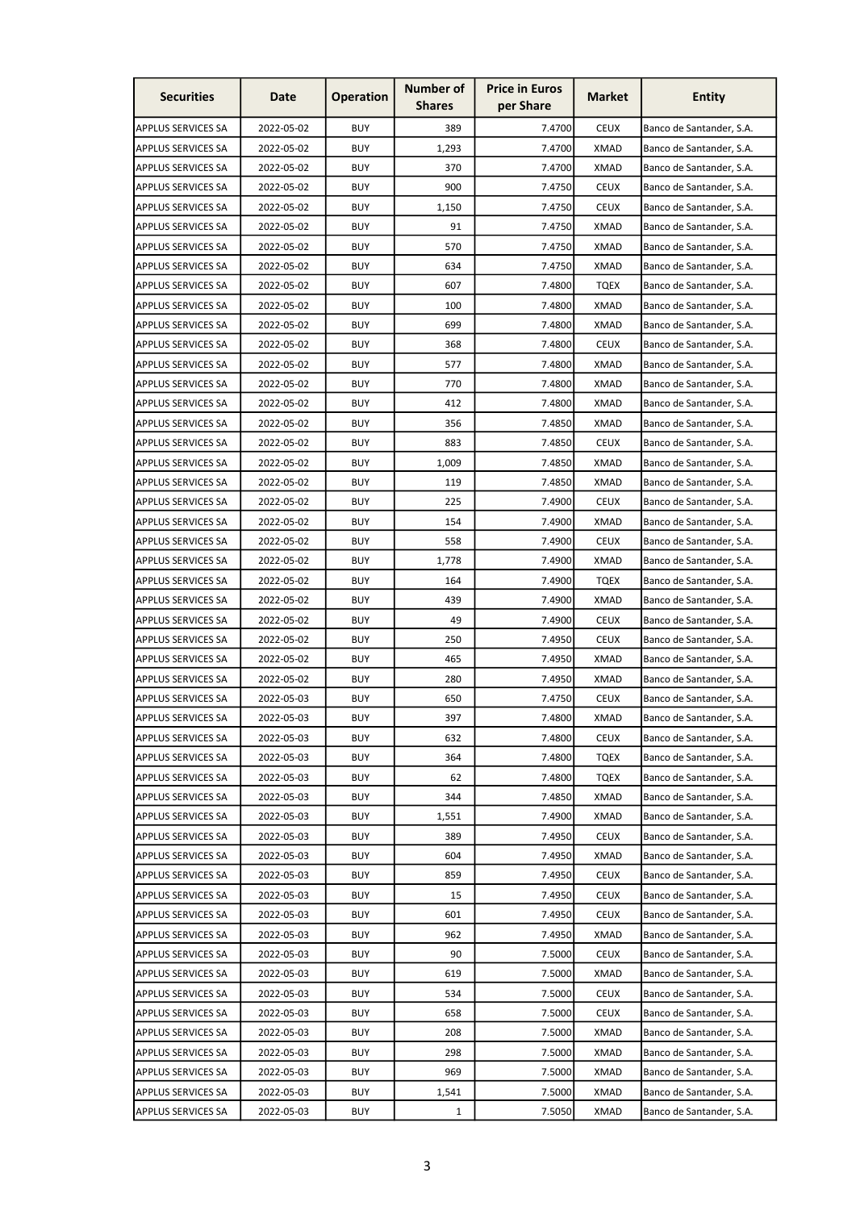| Securities | Date | Operation | Number of Shares | Price in Euros per Share | Market | Entity |
|---|---|---|---|---|---|---|
| APPLUS SERVICES SA | 2022-05-02 | BUY | 389 | 7.4700 | CEUX | Banco de Santander, S.A. |
| APPLUS SERVICES SA | 2022-05-02 | BUY | 1,293 | 7.4700 | XMAD | Banco de Santander, S.A. |
| APPLUS SERVICES SA | 2022-05-02 | BUY | 370 | 7.4700 | XMAD | Banco de Santander, S.A. |
| APPLUS SERVICES SA | 2022-05-02 | BUY | 900 | 7.4750 | CEUX | Banco de Santander, S.A. |
| APPLUS SERVICES SA | 2022-05-02 | BUY | 1,150 | 7.4750 | CEUX | Banco de Santander, S.A. |
| APPLUS SERVICES SA | 2022-05-02 | BUY | 91 | 7.4750 | XMAD | Banco de Santander, S.A. |
| APPLUS SERVICES SA | 2022-05-02 | BUY | 570 | 7.4750 | XMAD | Banco de Santander, S.A. |
| APPLUS SERVICES SA | 2022-05-02 | BUY | 634 | 7.4750 | XMAD | Banco de Santander, S.A. |
| APPLUS SERVICES SA | 2022-05-02 | BUY | 607 | 7.4800 | TQEX | Banco de Santander, S.A. |
| APPLUS SERVICES SA | 2022-05-02 | BUY | 100 | 7.4800 | XMAD | Banco de Santander, S.A. |
| APPLUS SERVICES SA | 2022-05-02 | BUY | 699 | 7.4800 | XMAD | Banco de Santander, S.A. |
| APPLUS SERVICES SA | 2022-05-02 | BUY | 368 | 7.4800 | CEUX | Banco de Santander, S.A. |
| APPLUS SERVICES SA | 2022-05-02 | BUY | 577 | 7.4800 | XMAD | Banco de Santander, S.A. |
| APPLUS SERVICES SA | 2022-05-02 | BUY | 770 | 7.4800 | XMAD | Banco de Santander, S.A. |
| APPLUS SERVICES SA | 2022-05-02 | BUY | 412 | 7.4800 | XMAD | Banco de Santander, S.A. |
| APPLUS SERVICES SA | 2022-05-02 | BUY | 356 | 7.4850 | XMAD | Banco de Santander, S.A. |
| APPLUS SERVICES SA | 2022-05-02 | BUY | 883 | 7.4850 | CEUX | Banco de Santander, S.A. |
| APPLUS SERVICES SA | 2022-05-02 | BUY | 1,009 | 7.4850 | XMAD | Banco de Santander, S.A. |
| APPLUS SERVICES SA | 2022-05-02 | BUY | 119 | 7.4850 | XMAD | Banco de Santander, S.A. |
| APPLUS SERVICES SA | 2022-05-02 | BUY | 225 | 7.4900 | CEUX | Banco de Santander, S.A. |
| APPLUS SERVICES SA | 2022-05-02 | BUY | 154 | 7.4900 | XMAD | Banco de Santander, S.A. |
| APPLUS SERVICES SA | 2022-05-02 | BUY | 558 | 7.4900 | CEUX | Banco de Santander, S.A. |
| APPLUS SERVICES SA | 2022-05-02 | BUY | 1,778 | 7.4900 | XMAD | Banco de Santander, S.A. |
| APPLUS SERVICES SA | 2022-05-02 | BUY | 164 | 7.4900 | TQEX | Banco de Santander, S.A. |
| APPLUS SERVICES SA | 2022-05-02 | BUY | 439 | 7.4900 | XMAD | Banco de Santander, S.A. |
| APPLUS SERVICES SA | 2022-05-02 | BUY | 49 | 7.4900 | CEUX | Banco de Santander, S.A. |
| APPLUS SERVICES SA | 2022-05-02 | BUY | 250 | 7.4950 | CEUX | Banco de Santander, S.A. |
| APPLUS SERVICES SA | 2022-05-02 | BUY | 465 | 7.4950 | XMAD | Banco de Santander, S.A. |
| APPLUS SERVICES SA | 2022-05-02 | BUY | 280 | 7.4950 | XMAD | Banco de Santander, S.A. |
| APPLUS SERVICES SA | 2022-05-03 | BUY | 650 | 7.4750 | CEUX | Banco de Santander, S.A. |
| APPLUS SERVICES SA | 2022-05-03 | BUY | 397 | 7.4800 | XMAD | Banco de Santander, S.A. |
| APPLUS SERVICES SA | 2022-05-03 | BUY | 632 | 7.4800 | CEUX | Banco de Santander, S.A. |
| APPLUS SERVICES SA | 2022-05-03 | BUY | 364 | 7.4800 | TQEX | Banco de Santander, S.A. |
| APPLUS SERVICES SA | 2022-05-03 | BUY | 62 | 7.4800 | TQEX | Banco de Santander, S.A. |
| APPLUS SERVICES SA | 2022-05-03 | BUY | 344 | 7.4850 | XMAD | Banco de Santander, S.A. |
| APPLUS SERVICES SA | 2022-05-03 | BUY | 1,551 | 7.4900 | XMAD | Banco de Santander, S.A. |
| APPLUS SERVICES SA | 2022-05-03 | BUY | 389 | 7.4950 | CEUX | Banco de Santander, S.A. |
| APPLUS SERVICES SA | 2022-05-03 | BUY | 604 | 7.4950 | XMAD | Banco de Santander, S.A. |
| APPLUS SERVICES SA | 2022-05-03 | BUY | 859 | 7.4950 | CEUX | Banco de Santander, S.A. |
| APPLUS SERVICES SA | 2022-05-03 | BUY | 15 | 7.4950 | CEUX | Banco de Santander, S.A. |
| APPLUS SERVICES SA | 2022-05-03 | BUY | 601 | 7.4950 | CEUX | Banco de Santander, S.A. |
| APPLUS SERVICES SA | 2022-05-03 | BUY | 962 | 7.4950 | XMAD | Banco de Santander, S.A. |
| APPLUS SERVICES SA | 2022-05-03 | BUY | 90 | 7.5000 | CEUX | Banco de Santander, S.A. |
| APPLUS SERVICES SA | 2022-05-03 | BUY | 619 | 7.5000 | XMAD | Banco de Santander, S.A. |
| APPLUS SERVICES SA | 2022-05-03 | BUY | 534 | 7.5000 | CEUX | Banco de Santander, S.A. |
| APPLUS SERVICES SA | 2022-05-03 | BUY | 658 | 7.5000 | CEUX | Banco de Santander, S.A. |
| APPLUS SERVICES SA | 2022-05-03 | BUY | 208 | 7.5000 | XMAD | Banco de Santander, S.A. |
| APPLUS SERVICES SA | 2022-05-03 | BUY | 298 | 7.5000 | XMAD | Banco de Santander, S.A. |
| APPLUS SERVICES SA | 2022-05-03 | BUY | 969 | 7.5000 | XMAD | Banco de Santander, S.A. |
| APPLUS SERVICES SA | 2022-05-03 | BUY | 1,541 | 7.5000 | XMAD | Banco de Santander, S.A. |
| APPLUS SERVICES SA | 2022-05-03 | BUY | 1 | 7.5050 | XMAD | Banco de Santander, S.A. |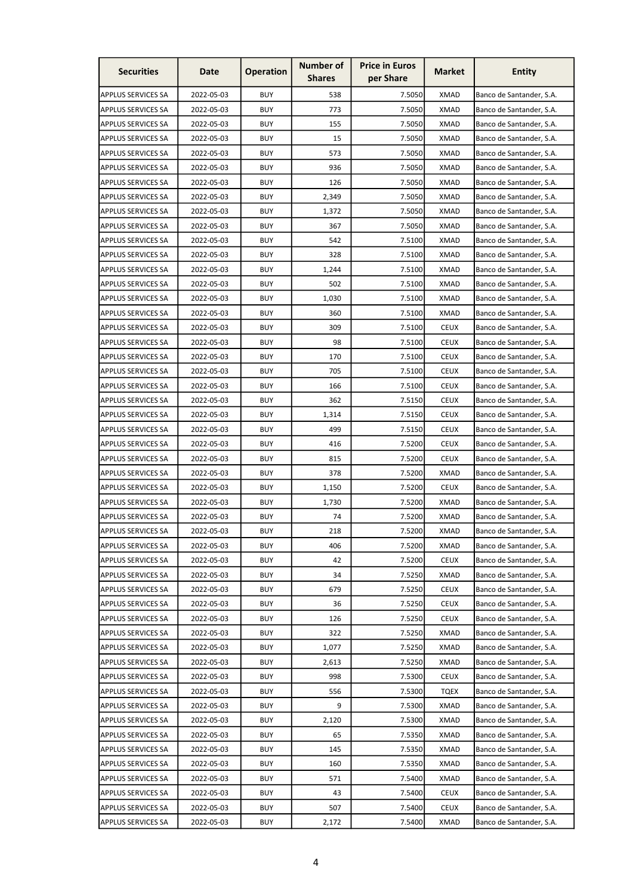| Securities | Date | Operation | Number of Shares | Price in Euros per Share | Market | Entity |
|---|---|---|---|---|---|---|
| APPLUS SERVICES SA | 2022-05-03 | BUY | 538 | 7.5050 | XMAD | Banco de Santander, S.A. |
| APPLUS SERVICES SA | 2022-05-03 | BUY | 773 | 7.5050 | XMAD | Banco de Santander, S.A. |
| APPLUS SERVICES SA | 2022-05-03 | BUY | 155 | 7.5050 | XMAD | Banco de Santander, S.A. |
| APPLUS SERVICES SA | 2022-05-03 | BUY | 15 | 7.5050 | XMAD | Banco de Santander, S.A. |
| APPLUS SERVICES SA | 2022-05-03 | BUY | 573 | 7.5050 | XMAD | Banco de Santander, S.A. |
| APPLUS SERVICES SA | 2022-05-03 | BUY | 936 | 7.5050 | XMAD | Banco de Santander, S.A. |
| APPLUS SERVICES SA | 2022-05-03 | BUY | 126 | 7.5050 | XMAD | Banco de Santander, S.A. |
| APPLUS SERVICES SA | 2022-05-03 | BUY | 2,349 | 7.5050 | XMAD | Banco de Santander, S.A. |
| APPLUS SERVICES SA | 2022-05-03 | BUY | 1,372 | 7.5050 | XMAD | Banco de Santander, S.A. |
| APPLUS SERVICES SA | 2022-05-03 | BUY | 367 | 7.5050 | XMAD | Banco de Santander, S.A. |
| APPLUS SERVICES SA | 2022-05-03 | BUY | 542 | 7.5100 | XMAD | Banco de Santander, S.A. |
| APPLUS SERVICES SA | 2022-05-03 | BUY | 328 | 7.5100 | XMAD | Banco de Santander, S.A. |
| APPLUS SERVICES SA | 2022-05-03 | BUY | 1,244 | 7.5100 | XMAD | Banco de Santander, S.A. |
| APPLUS SERVICES SA | 2022-05-03 | BUY | 502 | 7.5100 | XMAD | Banco de Santander, S.A. |
| APPLUS SERVICES SA | 2022-05-03 | BUY | 1,030 | 7.5100 | XMAD | Banco de Santander, S.A. |
| APPLUS SERVICES SA | 2022-05-03 | BUY | 360 | 7.5100 | XMAD | Banco de Santander, S.A. |
| APPLUS SERVICES SA | 2022-05-03 | BUY | 309 | 7.5100 | CEUX | Banco de Santander, S.A. |
| APPLUS SERVICES SA | 2022-05-03 | BUY | 98 | 7.5100 | CEUX | Banco de Santander, S.A. |
| APPLUS SERVICES SA | 2022-05-03 | BUY | 170 | 7.5100 | CEUX | Banco de Santander, S.A. |
| APPLUS SERVICES SA | 2022-05-03 | BUY | 705 | 7.5100 | CEUX | Banco de Santander, S.A. |
| APPLUS SERVICES SA | 2022-05-03 | BUY | 166 | 7.5100 | CEUX | Banco de Santander, S.A. |
| APPLUS SERVICES SA | 2022-05-03 | BUY | 362 | 7.5150 | CEUX | Banco de Santander, S.A. |
| APPLUS SERVICES SA | 2022-05-03 | BUY | 1,314 | 7.5150 | CEUX | Banco de Santander, S.A. |
| APPLUS SERVICES SA | 2022-05-03 | BUY | 499 | 7.5150 | CEUX | Banco de Santander, S.A. |
| APPLUS SERVICES SA | 2022-05-03 | BUY | 416 | 7.5200 | CEUX | Banco de Santander, S.A. |
| APPLUS SERVICES SA | 2022-05-03 | BUY | 815 | 7.5200 | CEUX | Banco de Santander, S.A. |
| APPLUS SERVICES SA | 2022-05-03 | BUY | 378 | 7.5200 | XMAD | Banco de Santander, S.A. |
| APPLUS SERVICES SA | 2022-05-03 | BUY | 1,150 | 7.5200 | CEUX | Banco de Santander, S.A. |
| APPLUS SERVICES SA | 2022-05-03 | BUY | 1,730 | 7.5200 | XMAD | Banco de Santander, S.A. |
| APPLUS SERVICES SA | 2022-05-03 | BUY | 74 | 7.5200 | XMAD | Banco de Santander, S.A. |
| APPLUS SERVICES SA | 2022-05-03 | BUY | 218 | 7.5200 | XMAD | Banco de Santander, S.A. |
| APPLUS SERVICES SA | 2022-05-03 | BUY | 406 | 7.5200 | XMAD | Banco de Santander, S.A. |
| APPLUS SERVICES SA | 2022-05-03 | BUY | 42 | 7.5200 | CEUX | Banco de Santander, S.A. |
| APPLUS SERVICES SA | 2022-05-03 | BUY | 34 | 7.5250 | XMAD | Banco de Santander, S.A. |
| APPLUS SERVICES SA | 2022-05-03 | BUY | 679 | 7.5250 | CEUX | Banco de Santander, S.A. |
| APPLUS SERVICES SA | 2022-05-03 | BUY | 36 | 7.5250 | CEUX | Banco de Santander, S.A. |
| APPLUS SERVICES SA | 2022-05-03 | BUY | 126 | 7.5250 | CEUX | Banco de Santander, S.A. |
| APPLUS SERVICES SA | 2022-05-03 | BUY | 322 | 7.5250 | XMAD | Banco de Santander, S.A. |
| APPLUS SERVICES SA | 2022-05-03 | BUY | 1,077 | 7.5250 | XMAD | Banco de Santander, S.A. |
| APPLUS SERVICES SA | 2022-05-03 | BUY | 2,613 | 7.5250 | XMAD | Banco de Santander, S.A. |
| APPLUS SERVICES SA | 2022-05-03 | BUY | 998 | 7.5300 | CEUX | Banco de Santander, S.A. |
| APPLUS SERVICES SA | 2022-05-03 | BUY | 556 | 7.5300 | TQEX | Banco de Santander, S.A. |
| APPLUS SERVICES SA | 2022-05-03 | BUY | 9 | 7.5300 | XMAD | Banco de Santander, S.A. |
| APPLUS SERVICES SA | 2022-05-03 | BUY | 2,120 | 7.5300 | XMAD | Banco de Santander, S.A. |
| APPLUS SERVICES SA | 2022-05-03 | BUY | 65 | 7.5350 | XMAD | Banco de Santander, S.A. |
| APPLUS SERVICES SA | 2022-05-03 | BUY | 145 | 7.5350 | XMAD | Banco de Santander, S.A. |
| APPLUS SERVICES SA | 2022-05-03 | BUY | 160 | 7.5350 | XMAD | Banco de Santander, S.A. |
| APPLUS SERVICES SA | 2022-05-03 | BUY | 571 | 7.5400 | XMAD | Banco de Santander, S.A. |
| APPLUS SERVICES SA | 2022-05-03 | BUY | 43 | 7.5400 | CEUX | Banco de Santander, S.A. |
| APPLUS SERVICES SA | 2022-05-03 | BUY | 507 | 7.5400 | CEUX | Banco de Santander, S.A. |
| APPLUS SERVICES SA | 2022-05-03 | BUY | 2,172 | 7.5400 | XMAD | Banco de Santander, S.A. |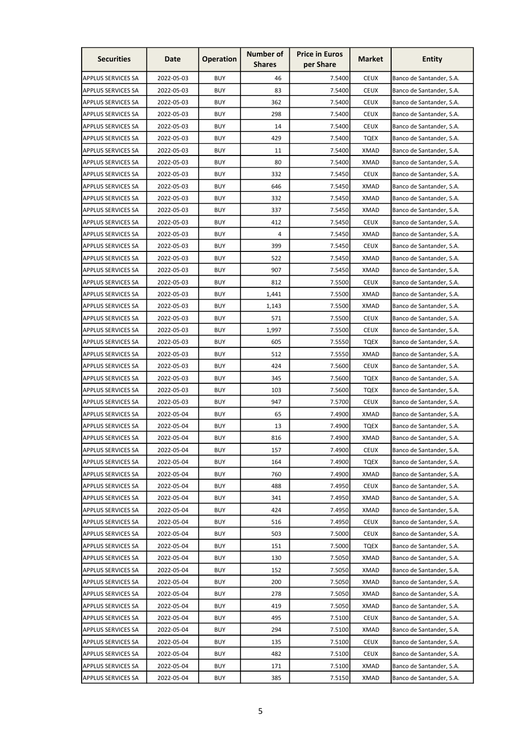| Securities | Date | Operation | Number of Shares | Price in Euros per Share | Market | Entity |
|---|---|---|---|---|---|---|
| APPLUS SERVICES SA | 2022-05-03 | BUY | 46 | 7.5400 | CEUX | Banco de Santander, S.A. |
| APPLUS SERVICES SA | 2022-05-03 | BUY | 83 | 7.5400 | CEUX | Banco de Santander, S.A. |
| APPLUS SERVICES SA | 2022-05-03 | BUY | 362 | 7.5400 | CEUX | Banco de Santander, S.A. |
| APPLUS SERVICES SA | 2022-05-03 | BUY | 298 | 7.5400 | CEUX | Banco de Santander, S.A. |
| APPLUS SERVICES SA | 2022-05-03 | BUY | 14 | 7.5400 | CEUX | Banco de Santander, S.A. |
| APPLUS SERVICES SA | 2022-05-03 | BUY | 429 | 7.5400 | TQEX | Banco de Santander, S.A. |
| APPLUS SERVICES SA | 2022-05-03 | BUY | 11 | 7.5400 | XMAD | Banco de Santander, S.A. |
| APPLUS SERVICES SA | 2022-05-03 | BUY | 80 | 7.5400 | XMAD | Banco de Santander, S.A. |
| APPLUS SERVICES SA | 2022-05-03 | BUY | 332 | 7.5450 | CEUX | Banco de Santander, S.A. |
| APPLUS SERVICES SA | 2022-05-03 | BUY | 646 | 7.5450 | XMAD | Banco de Santander, S.A. |
| APPLUS SERVICES SA | 2022-05-03 | BUY | 332 | 7.5450 | XMAD | Banco de Santander, S.A. |
| APPLUS SERVICES SA | 2022-05-03 | BUY | 337 | 7.5450 | XMAD | Banco de Santander, S.A. |
| APPLUS SERVICES SA | 2022-05-03 | BUY | 412 | 7.5450 | CEUX | Banco de Santander, S.A. |
| APPLUS SERVICES SA | 2022-05-03 | BUY | 4 | 7.5450 | XMAD | Banco de Santander, S.A. |
| APPLUS SERVICES SA | 2022-05-03 | BUY | 399 | 7.5450 | CEUX | Banco de Santander, S.A. |
| APPLUS SERVICES SA | 2022-05-03 | BUY | 522 | 7.5450 | XMAD | Banco de Santander, S.A. |
| APPLUS SERVICES SA | 2022-05-03 | BUY | 907 | 7.5450 | XMAD | Banco de Santander, S.A. |
| APPLUS SERVICES SA | 2022-05-03 | BUY | 812 | 7.5500 | CEUX | Banco de Santander, S.A. |
| APPLUS SERVICES SA | 2022-05-03 | BUY | 1,441 | 7.5500 | XMAD | Banco de Santander, S.A. |
| APPLUS SERVICES SA | 2022-05-03 | BUY | 1,143 | 7.5500 | XMAD | Banco de Santander, S.A. |
| APPLUS SERVICES SA | 2022-05-03 | BUY | 571 | 7.5500 | CEUX | Banco de Santander, S.A. |
| APPLUS SERVICES SA | 2022-05-03 | BUY | 1,997 | 7.5500 | CEUX | Banco de Santander, S.A. |
| APPLUS SERVICES SA | 2022-05-03 | BUY | 605 | 7.5550 | TQEX | Banco de Santander, S.A. |
| APPLUS SERVICES SA | 2022-05-03 | BUY | 512 | 7.5550 | XMAD | Banco de Santander, S.A. |
| APPLUS SERVICES SA | 2022-05-03 | BUY | 424 | 7.5600 | CEUX | Banco de Santander, S.A. |
| APPLUS SERVICES SA | 2022-05-03 | BUY | 345 | 7.5600 | TQEX | Banco de Santander, S.A. |
| APPLUS SERVICES SA | 2022-05-03 | BUY | 103 | 7.5600 | TQEX | Banco de Santander, S.A. |
| APPLUS SERVICES SA | 2022-05-03 | BUY | 947 | 7.5700 | CEUX | Banco de Santander, S.A. |
| APPLUS SERVICES SA | 2022-05-04 | BUY | 65 | 7.4900 | XMAD | Banco de Santander, S.A. |
| APPLUS SERVICES SA | 2022-05-04 | BUY | 13 | 7.4900 | TQEX | Banco de Santander, S.A. |
| APPLUS SERVICES SA | 2022-05-04 | BUY | 816 | 7.4900 | XMAD | Banco de Santander, S.A. |
| APPLUS SERVICES SA | 2022-05-04 | BUY | 157 | 7.4900 | CEUX | Banco de Santander, S.A. |
| APPLUS SERVICES SA | 2022-05-04 | BUY | 164 | 7.4900 | TQEX | Banco de Santander, S.A. |
| APPLUS SERVICES SA | 2022-05-04 | BUY | 760 | 7.4900 | XMAD | Banco de Santander, S.A. |
| APPLUS SERVICES SA | 2022-05-04 | BUY | 488 | 7.4950 | CEUX | Banco de Santander, S.A. |
| APPLUS SERVICES SA | 2022-05-04 | BUY | 341 | 7.4950 | XMAD | Banco de Santander, S.A. |
| APPLUS SERVICES SA | 2022-05-04 | BUY | 424 | 7.4950 | XMAD | Banco de Santander, S.A. |
| APPLUS SERVICES SA | 2022-05-04 | BUY | 516 | 7.4950 | CEUX | Banco de Santander, S.A. |
| APPLUS SERVICES SA | 2022-05-04 | BUY | 503 | 7.5000 | CEUX | Banco de Santander, S.A. |
| APPLUS SERVICES SA | 2022-05-04 | BUY | 151 | 7.5000 | TQEX | Banco de Santander, S.A. |
| APPLUS SERVICES SA | 2022-05-04 | BUY | 130 | 7.5050 | XMAD | Banco de Santander, S.A. |
| APPLUS SERVICES SA | 2022-05-04 | BUY | 152 | 7.5050 | XMAD | Banco de Santander, S.A. |
| APPLUS SERVICES SA | 2022-05-04 | BUY | 200 | 7.5050 | XMAD | Banco de Santander, S.A. |
| APPLUS SERVICES SA | 2022-05-04 | BUY | 278 | 7.5050 | XMAD | Banco de Santander, S.A. |
| APPLUS SERVICES SA | 2022-05-04 | BUY | 419 | 7.5050 | XMAD | Banco de Santander, S.A. |
| APPLUS SERVICES SA | 2022-05-04 | BUY | 495 | 7.5100 | CEUX | Banco de Santander, S.A. |
| APPLUS SERVICES SA | 2022-05-04 | BUY | 294 | 7.5100 | XMAD | Banco de Santander, S.A. |
| APPLUS SERVICES SA | 2022-05-04 | BUY | 135 | 7.5100 | CEUX | Banco de Santander, S.A. |
| APPLUS SERVICES SA | 2022-05-04 | BUY | 482 | 7.5100 | CEUX | Banco de Santander, S.A. |
| APPLUS SERVICES SA | 2022-05-04 | BUY | 171 | 7.5100 | XMAD | Banco de Santander, S.A. |
| APPLUS SERVICES SA | 2022-05-04 | BUY | 385 | 7.5150 | XMAD | Banco de Santander, S.A. |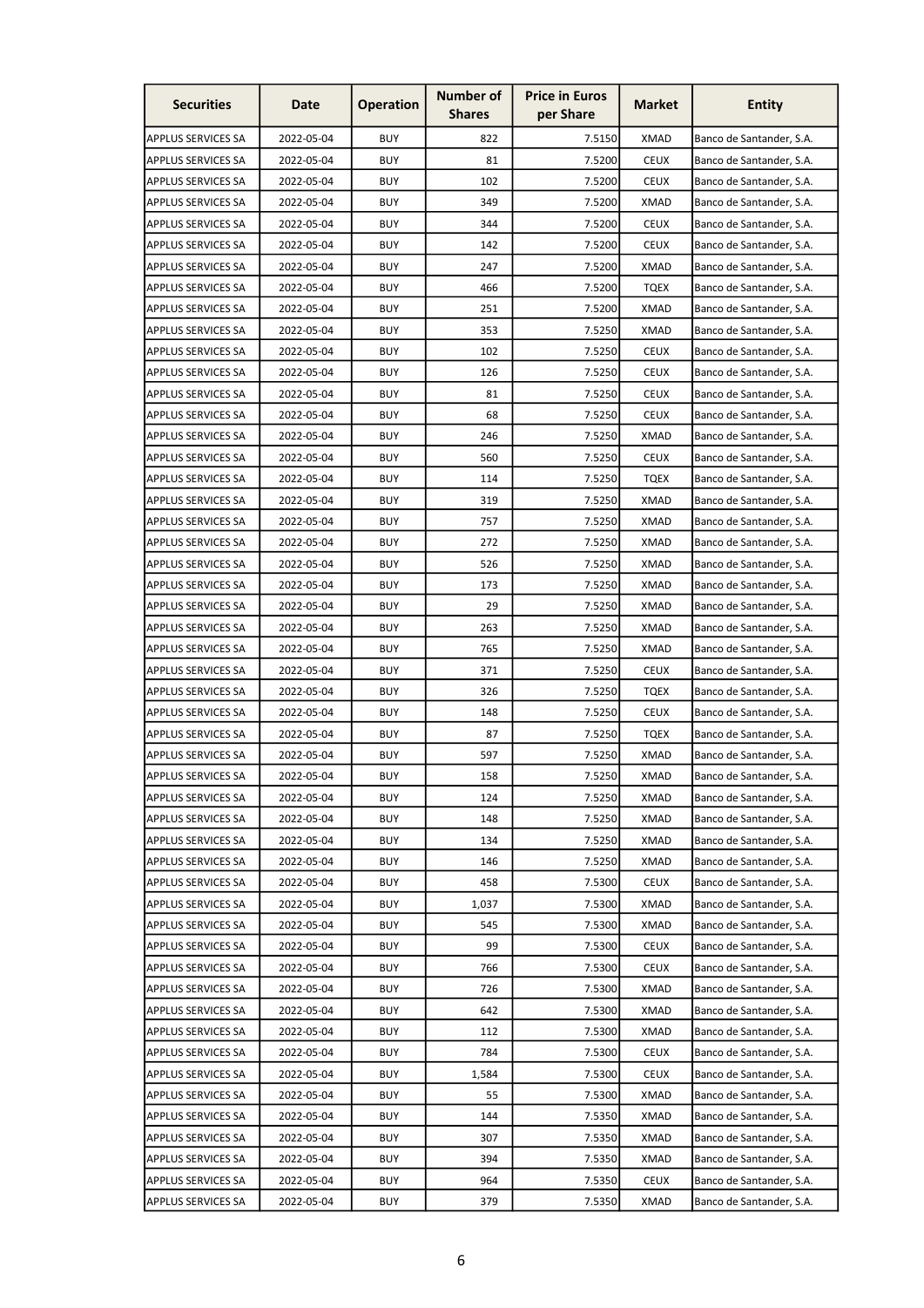| Securities | Date | Operation | Number of Shares | Price in Euros per Share | Market | Entity |
|---|---|---|---|---|---|---|
| APPLUS SERVICES SA | 2022-05-04 | BUY | 822 | 7.5150 | XMAD | Banco de Santander, S.A. |
| APPLUS SERVICES SA | 2022-05-04 | BUY | 81 | 7.5200 | CEUX | Banco de Santander, S.A. |
| APPLUS SERVICES SA | 2022-05-04 | BUY | 102 | 7.5200 | CEUX | Banco de Santander, S.A. |
| APPLUS SERVICES SA | 2022-05-04 | BUY | 349 | 7.5200 | XMAD | Banco de Santander, S.A. |
| APPLUS SERVICES SA | 2022-05-04 | BUY | 344 | 7.5200 | CEUX | Banco de Santander, S.A. |
| APPLUS SERVICES SA | 2022-05-04 | BUY | 142 | 7.5200 | CEUX | Banco de Santander, S.A. |
| APPLUS SERVICES SA | 2022-05-04 | BUY | 247 | 7.5200 | XMAD | Banco de Santander, S.A. |
| APPLUS SERVICES SA | 2022-05-04 | BUY | 466 | 7.5200 | TQEX | Banco de Santander, S.A. |
| APPLUS SERVICES SA | 2022-05-04 | BUY | 251 | 7.5200 | XMAD | Banco de Santander, S.A. |
| APPLUS SERVICES SA | 2022-05-04 | BUY | 353 | 7.5250 | XMAD | Banco de Santander, S.A. |
| APPLUS SERVICES SA | 2022-05-04 | BUY | 102 | 7.5250 | CEUX | Banco de Santander, S.A. |
| APPLUS SERVICES SA | 2022-05-04 | BUY | 126 | 7.5250 | CEUX | Banco de Santander, S.A. |
| APPLUS SERVICES SA | 2022-05-04 | BUY | 81 | 7.5250 | CEUX | Banco de Santander, S.A. |
| APPLUS SERVICES SA | 2022-05-04 | BUY | 68 | 7.5250 | CEUX | Banco de Santander, S.A. |
| APPLUS SERVICES SA | 2022-05-04 | BUY | 246 | 7.5250 | XMAD | Banco de Santander, S.A. |
| APPLUS SERVICES SA | 2022-05-04 | BUY | 560 | 7.5250 | CEUX | Banco de Santander, S.A. |
| APPLUS SERVICES SA | 2022-05-04 | BUY | 114 | 7.5250 | TQEX | Banco de Santander, S.A. |
| APPLUS SERVICES SA | 2022-05-04 | BUY | 319 | 7.5250 | XMAD | Banco de Santander, S.A. |
| APPLUS SERVICES SA | 2022-05-04 | BUY | 757 | 7.5250 | XMAD | Banco de Santander, S.A. |
| APPLUS SERVICES SA | 2022-05-04 | BUY | 272 | 7.5250 | XMAD | Banco de Santander, S.A. |
| APPLUS SERVICES SA | 2022-05-04 | BUY | 526 | 7.5250 | XMAD | Banco de Santander, S.A. |
| APPLUS SERVICES SA | 2022-05-04 | BUY | 173 | 7.5250 | XMAD | Banco de Santander, S.A. |
| APPLUS SERVICES SA | 2022-05-04 | BUY | 29 | 7.5250 | XMAD | Banco de Santander, S.A. |
| APPLUS SERVICES SA | 2022-05-04 | BUY | 263 | 7.5250 | XMAD | Banco de Santander, S.A. |
| APPLUS SERVICES SA | 2022-05-04 | BUY | 765 | 7.5250 | XMAD | Banco de Santander, S.A. |
| APPLUS SERVICES SA | 2022-05-04 | BUY | 371 | 7.5250 | CEUX | Banco de Santander, S.A. |
| APPLUS SERVICES SA | 2022-05-04 | BUY | 326 | 7.5250 | TQEX | Banco de Santander, S.A. |
| APPLUS SERVICES SA | 2022-05-04 | BUY | 148 | 7.5250 | CEUX | Banco de Santander, S.A. |
| APPLUS SERVICES SA | 2022-05-04 | BUY | 87 | 7.5250 | TQEX | Banco de Santander, S.A. |
| APPLUS SERVICES SA | 2022-05-04 | BUY | 597 | 7.5250 | XMAD | Banco de Santander, S.A. |
| APPLUS SERVICES SA | 2022-05-04 | BUY | 158 | 7.5250 | XMAD | Banco de Santander, S.A. |
| APPLUS SERVICES SA | 2022-05-04 | BUY | 124 | 7.5250 | XMAD | Banco de Santander, S.A. |
| APPLUS SERVICES SA | 2022-05-04 | BUY | 148 | 7.5250 | XMAD | Banco de Santander, S.A. |
| APPLUS SERVICES SA | 2022-05-04 | BUY | 134 | 7.5250 | XMAD | Banco de Santander, S.A. |
| APPLUS SERVICES SA | 2022-05-04 | BUY | 146 | 7.5250 | XMAD | Banco de Santander, S.A. |
| APPLUS SERVICES SA | 2022-05-04 | BUY | 458 | 7.5300 | CEUX | Banco de Santander, S.A. |
| APPLUS SERVICES SA | 2022-05-04 | BUY | 1,037 | 7.5300 | XMAD | Banco de Santander, S.A. |
| APPLUS SERVICES SA | 2022-05-04 | BUY | 545 | 7.5300 | XMAD | Banco de Santander, S.A. |
| APPLUS SERVICES SA | 2022-05-04 | BUY | 99 | 7.5300 | CEUX | Banco de Santander, S.A. |
| APPLUS SERVICES SA | 2022-05-04 | BUY | 766 | 7.5300 | CEUX | Banco de Santander, S.A. |
| APPLUS SERVICES SA | 2022-05-04 | BUY | 726 | 7.5300 | XMAD | Banco de Santander, S.A. |
| APPLUS SERVICES SA | 2022-05-04 | BUY | 642 | 7.5300 | XMAD | Banco de Santander, S.A. |
| APPLUS SERVICES SA | 2022-05-04 | BUY | 112 | 7.5300 | XMAD | Banco de Santander, S.A. |
| APPLUS SERVICES SA | 2022-05-04 | BUY | 784 | 7.5300 | CEUX | Banco de Santander, S.A. |
| APPLUS SERVICES SA | 2022-05-04 | BUY | 1,584 | 7.5300 | CEUX | Banco de Santander, S.A. |
| APPLUS SERVICES SA | 2022-05-04 | BUY | 55 | 7.5300 | XMAD | Banco de Santander, S.A. |
| APPLUS SERVICES SA | 2022-05-04 | BUY | 144 | 7.5350 | XMAD | Banco de Santander, S.A. |
| APPLUS SERVICES SA | 2022-05-04 | BUY | 307 | 7.5350 | XMAD | Banco de Santander, S.A. |
| APPLUS SERVICES SA | 2022-05-04 | BUY | 394 | 7.5350 | XMAD | Banco de Santander, S.A. |
| APPLUS SERVICES SA | 2022-05-04 | BUY | 964 | 7.5350 | CEUX | Banco de Santander, S.A. |
| APPLUS SERVICES SA | 2022-05-04 | BUY | 379 | 7.5350 | XMAD | Banco de Santander, S.A. |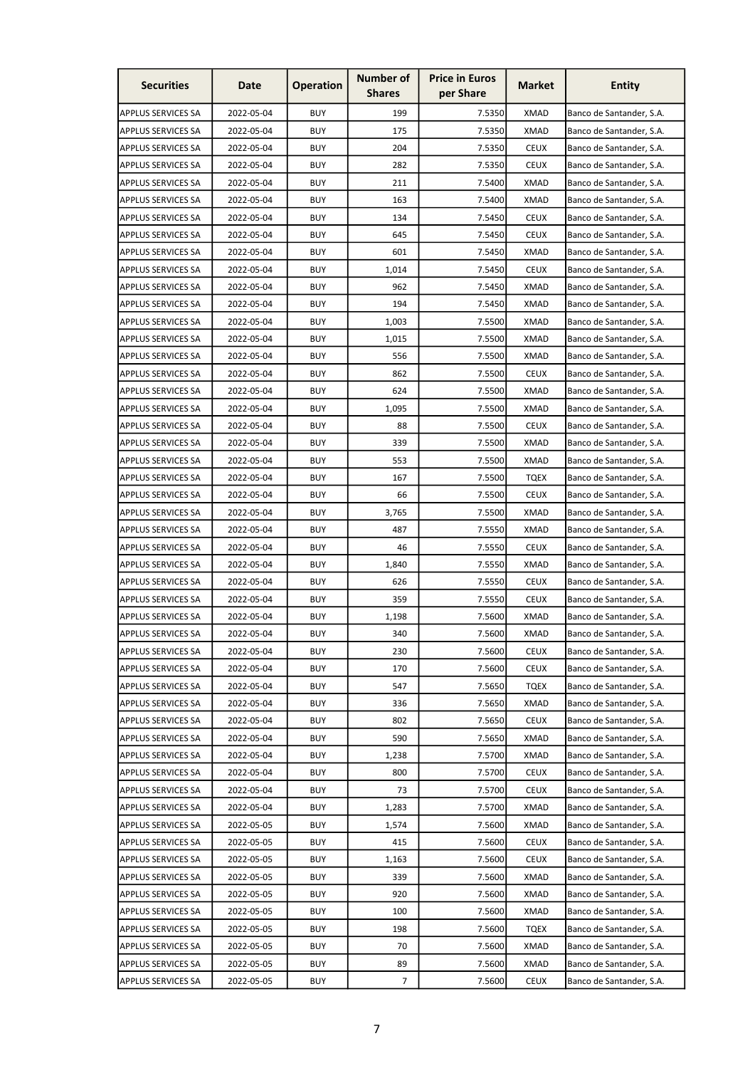| Securities | Date | Operation | Number of Shares | Price in Euros per Share | Market | Entity |
|---|---|---|---|---|---|---|
| APPLUS SERVICES SA | 2022-05-04 | BUY | 199 | 7.5350 | XMAD | Banco de Santander, S.A. |
| APPLUS SERVICES SA | 2022-05-04 | BUY | 175 | 7.5350 | XMAD | Banco de Santander, S.A. |
| APPLUS SERVICES SA | 2022-05-04 | BUY | 204 | 7.5350 | CEUX | Banco de Santander, S.A. |
| APPLUS SERVICES SA | 2022-05-04 | BUY | 282 | 7.5350 | CEUX | Banco de Santander, S.A. |
| APPLUS SERVICES SA | 2022-05-04 | BUY | 211 | 7.5400 | XMAD | Banco de Santander, S.A. |
| APPLUS SERVICES SA | 2022-05-04 | BUY | 163 | 7.5400 | XMAD | Banco de Santander, S.A. |
| APPLUS SERVICES SA | 2022-05-04 | BUY | 134 | 7.5450 | CEUX | Banco de Santander, S.A. |
| APPLUS SERVICES SA | 2022-05-04 | BUY | 645 | 7.5450 | CEUX | Banco de Santander, S.A. |
| APPLUS SERVICES SA | 2022-05-04 | BUY | 601 | 7.5450 | XMAD | Banco de Santander, S.A. |
| APPLUS SERVICES SA | 2022-05-04 | BUY | 1,014 | 7.5450 | CEUX | Banco de Santander, S.A. |
| APPLUS SERVICES SA | 2022-05-04 | BUY | 962 | 7.5450 | XMAD | Banco de Santander, S.A. |
| APPLUS SERVICES SA | 2022-05-04 | BUY | 194 | 7.5450 | XMAD | Banco de Santander, S.A. |
| APPLUS SERVICES SA | 2022-05-04 | BUY | 1,003 | 7.5500 | XMAD | Banco de Santander, S.A. |
| APPLUS SERVICES SA | 2022-05-04 | BUY | 1,015 | 7.5500 | XMAD | Banco de Santander, S.A. |
| APPLUS SERVICES SA | 2022-05-04 | BUY | 556 | 7.5500 | XMAD | Banco de Santander, S.A. |
| APPLUS SERVICES SA | 2022-05-04 | BUY | 862 | 7.5500 | CEUX | Banco de Santander, S.A. |
| APPLUS SERVICES SA | 2022-05-04 | BUY | 624 | 7.5500 | XMAD | Banco de Santander, S.A. |
| APPLUS SERVICES SA | 2022-05-04 | BUY | 1,095 | 7.5500 | XMAD | Banco de Santander, S.A. |
| APPLUS SERVICES SA | 2022-05-04 | BUY | 88 | 7.5500 | CEUX | Banco de Santander, S.A. |
| APPLUS SERVICES SA | 2022-05-04 | BUY | 339 | 7.5500 | XMAD | Banco de Santander, S.A. |
| APPLUS SERVICES SA | 2022-05-04 | BUY | 553 | 7.5500 | XMAD | Banco de Santander, S.A. |
| APPLUS SERVICES SA | 2022-05-04 | BUY | 167 | 7.5500 | TQEX | Banco de Santander, S.A. |
| APPLUS SERVICES SA | 2022-05-04 | BUY | 66 | 7.5500 | CEUX | Banco de Santander, S.A. |
| APPLUS SERVICES SA | 2022-05-04 | BUY | 3,765 | 7.5500 | XMAD | Banco de Santander, S.A. |
| APPLUS SERVICES SA | 2022-05-04 | BUY | 487 | 7.5550 | XMAD | Banco de Santander, S.A. |
| APPLUS SERVICES SA | 2022-05-04 | BUY | 46 | 7.5550 | CEUX | Banco de Santander, S.A. |
| APPLUS SERVICES SA | 2022-05-04 | BUY | 1,840 | 7.5550 | XMAD | Banco de Santander, S.A. |
| APPLUS SERVICES SA | 2022-05-04 | BUY | 626 | 7.5550 | CEUX | Banco de Santander, S.A. |
| APPLUS SERVICES SA | 2022-05-04 | BUY | 359 | 7.5550 | CEUX | Banco de Santander, S.A. |
| APPLUS SERVICES SA | 2022-05-04 | BUY | 1,198 | 7.5600 | XMAD | Banco de Santander, S.A. |
| APPLUS SERVICES SA | 2022-05-04 | BUY | 340 | 7.5600 | XMAD | Banco de Santander, S.A. |
| APPLUS SERVICES SA | 2022-05-04 | BUY | 230 | 7.5600 | CEUX | Banco de Santander, S.A. |
| APPLUS SERVICES SA | 2022-05-04 | BUY | 170 | 7.5600 | CEUX | Banco de Santander, S.A. |
| APPLUS SERVICES SA | 2022-05-04 | BUY | 547 | 7.5650 | TQEX | Banco de Santander, S.A. |
| APPLUS SERVICES SA | 2022-05-04 | BUY | 336 | 7.5650 | XMAD | Banco de Santander, S.A. |
| APPLUS SERVICES SA | 2022-05-04 | BUY | 802 | 7.5650 | CEUX | Banco de Santander, S.A. |
| APPLUS SERVICES SA | 2022-05-04 | BUY | 590 | 7.5650 | XMAD | Banco de Santander, S.A. |
| APPLUS SERVICES SA | 2022-05-04 | BUY | 1,238 | 7.5700 | XMAD | Banco de Santander, S.A. |
| APPLUS SERVICES SA | 2022-05-04 | BUY | 800 | 7.5700 | CEUX | Banco de Santander, S.A. |
| APPLUS SERVICES SA | 2022-05-04 | BUY | 73 | 7.5700 | CEUX | Banco de Santander, S.A. |
| APPLUS SERVICES SA | 2022-05-04 | BUY | 1,283 | 7.5700 | XMAD | Banco de Santander, S.A. |
| APPLUS SERVICES SA | 2022-05-05 | BUY | 1,574 | 7.5600 | XMAD | Banco de Santander, S.A. |
| APPLUS SERVICES SA | 2022-05-05 | BUY | 415 | 7.5600 | CEUX | Banco de Santander, S.A. |
| APPLUS SERVICES SA | 2022-05-05 | BUY | 1,163 | 7.5600 | CEUX | Banco de Santander, S.A. |
| APPLUS SERVICES SA | 2022-05-05 | BUY | 339 | 7.5600 | XMAD | Banco de Santander, S.A. |
| APPLUS SERVICES SA | 2022-05-05 | BUY | 920 | 7.5600 | XMAD | Banco de Santander, S.A. |
| APPLUS SERVICES SA | 2022-05-05 | BUY | 100 | 7.5600 | XMAD | Banco de Santander, S.A. |
| APPLUS SERVICES SA | 2022-05-05 | BUY | 198 | 7.5600 | TQEX | Banco de Santander, S.A. |
| APPLUS SERVICES SA | 2022-05-05 | BUY | 70 | 7.5600 | XMAD | Banco de Santander, S.A. |
| APPLUS SERVICES SA | 2022-05-05 | BUY | 89 | 7.5600 | XMAD | Banco de Santander, S.A. |
| APPLUS SERVICES SA | 2022-05-05 | BUY | 7 | 7.5600 | CEUX | Banco de Santander, S.A. |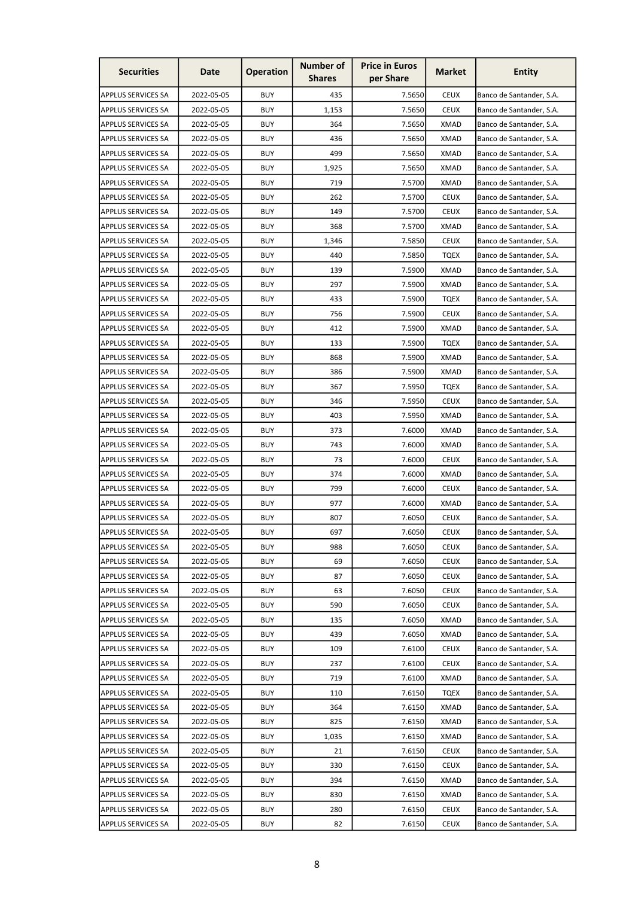| Securities | Date | Operation | Number of Shares | Price in Euros per Share | Market | Entity |
|---|---|---|---|---|---|---|
| APPLUS SERVICES SA | 2022-05-05 | BUY | 435 | 7.5650 | CEUX | Banco de Santander, S.A. |
| APPLUS SERVICES SA | 2022-05-05 | BUY | 1,153 | 7.5650 | CEUX | Banco de Santander, S.A. |
| APPLUS SERVICES SA | 2022-05-05 | BUY | 364 | 7.5650 | XMAD | Banco de Santander, S.A. |
| APPLUS SERVICES SA | 2022-05-05 | BUY | 436 | 7.5650 | XMAD | Banco de Santander, S.A. |
| APPLUS SERVICES SA | 2022-05-05 | BUY | 499 | 7.5650 | XMAD | Banco de Santander, S.A. |
| APPLUS SERVICES SA | 2022-05-05 | BUY | 1,925 | 7.5650 | XMAD | Banco de Santander, S.A. |
| APPLUS SERVICES SA | 2022-05-05 | BUY | 719 | 7.5700 | XMAD | Banco de Santander, S.A. |
| APPLUS SERVICES SA | 2022-05-05 | BUY | 262 | 7.5700 | CEUX | Banco de Santander, S.A. |
| APPLUS SERVICES SA | 2022-05-05 | BUY | 149 | 7.5700 | CEUX | Banco de Santander, S.A. |
| APPLUS SERVICES SA | 2022-05-05 | BUY | 368 | 7.5700 | XMAD | Banco de Santander, S.A. |
| APPLUS SERVICES SA | 2022-05-05 | BUY | 1,346 | 7.5850 | CEUX | Banco de Santander, S.A. |
| APPLUS SERVICES SA | 2022-05-05 | BUY | 440 | 7.5850 | TQEX | Banco de Santander, S.A. |
| APPLUS SERVICES SA | 2022-05-05 | BUY | 139 | 7.5900 | XMAD | Banco de Santander, S.A. |
| APPLUS SERVICES SA | 2022-05-05 | BUY | 297 | 7.5900 | XMAD | Banco de Santander, S.A. |
| APPLUS SERVICES SA | 2022-05-05 | BUY | 433 | 7.5900 | TQEX | Banco de Santander, S.A. |
| APPLUS SERVICES SA | 2022-05-05 | BUY | 756 | 7.5900 | CEUX | Banco de Santander, S.A. |
| APPLUS SERVICES SA | 2022-05-05 | BUY | 412 | 7.5900 | XMAD | Banco de Santander, S.A. |
| APPLUS SERVICES SA | 2022-05-05 | BUY | 133 | 7.5900 | TQEX | Banco de Santander, S.A. |
| APPLUS SERVICES SA | 2022-05-05 | BUY | 868 | 7.5900 | XMAD | Banco de Santander, S.A. |
| APPLUS SERVICES SA | 2022-05-05 | BUY | 386 | 7.5900 | XMAD | Banco de Santander, S.A. |
| APPLUS SERVICES SA | 2022-05-05 | BUY | 367 | 7.5950 | TQEX | Banco de Santander, S.A. |
| APPLUS SERVICES SA | 2022-05-05 | BUY | 346 | 7.5950 | CEUX | Banco de Santander, S.A. |
| APPLUS SERVICES SA | 2022-05-05 | BUY | 403 | 7.5950 | XMAD | Banco de Santander, S.A. |
| APPLUS SERVICES SA | 2022-05-05 | BUY | 373 | 7.6000 | XMAD | Banco de Santander, S.A. |
| APPLUS SERVICES SA | 2022-05-05 | BUY | 743 | 7.6000 | XMAD | Banco de Santander, S.A. |
| APPLUS SERVICES SA | 2022-05-05 | BUY | 73 | 7.6000 | CEUX | Banco de Santander, S.A. |
| APPLUS SERVICES SA | 2022-05-05 | BUY | 374 | 7.6000 | XMAD | Banco de Santander, S.A. |
| APPLUS SERVICES SA | 2022-05-05 | BUY | 799 | 7.6000 | CEUX | Banco de Santander, S.A. |
| APPLUS SERVICES SA | 2022-05-05 | BUY | 977 | 7.6000 | XMAD | Banco de Santander, S.A. |
| APPLUS SERVICES SA | 2022-05-05 | BUY | 807 | 7.6050 | CEUX | Banco de Santander, S.A. |
| APPLUS SERVICES SA | 2022-05-05 | BUY | 697 | 7.6050 | CEUX | Banco de Santander, S.A. |
| APPLUS SERVICES SA | 2022-05-05 | BUY | 988 | 7.6050 | CEUX | Banco de Santander, S.A. |
| APPLUS SERVICES SA | 2022-05-05 | BUY | 69 | 7.6050 | CEUX | Banco de Santander, S.A. |
| APPLUS SERVICES SA | 2022-05-05 | BUY | 87 | 7.6050 | CEUX | Banco de Santander, S.A. |
| APPLUS SERVICES SA | 2022-05-05 | BUY | 63 | 7.6050 | CEUX | Banco de Santander, S.A. |
| APPLUS SERVICES SA | 2022-05-05 | BUY | 590 | 7.6050 | CEUX | Banco de Santander, S.A. |
| APPLUS SERVICES SA | 2022-05-05 | BUY | 135 | 7.6050 | XMAD | Banco de Santander, S.A. |
| APPLUS SERVICES SA | 2022-05-05 | BUY | 439 | 7.6050 | XMAD | Banco de Santander, S.A. |
| APPLUS SERVICES SA | 2022-05-05 | BUY | 109 | 7.6100 | CEUX | Banco de Santander, S.A. |
| APPLUS SERVICES SA | 2022-05-05 | BUY | 237 | 7.6100 | CEUX | Banco de Santander, S.A. |
| APPLUS SERVICES SA | 2022-05-05 | BUY | 719 | 7.6100 | XMAD | Banco de Santander, S.A. |
| APPLUS SERVICES SA | 2022-05-05 | BUY | 110 | 7.6150 | TQEX | Banco de Santander, S.A. |
| APPLUS SERVICES SA | 2022-05-05 | BUY | 364 | 7.6150 | XMAD | Banco de Santander, S.A. |
| APPLUS SERVICES SA | 2022-05-05 | BUY | 825 | 7.6150 | XMAD | Banco de Santander, S.A. |
| APPLUS SERVICES SA | 2022-05-05 | BUY | 1,035 | 7.6150 | XMAD | Banco de Santander, S.A. |
| APPLUS SERVICES SA | 2022-05-05 | BUY | 21 | 7.6150 | CEUX | Banco de Santander, S.A. |
| APPLUS SERVICES SA | 2022-05-05 | BUY | 330 | 7.6150 | CEUX | Banco de Santander, S.A. |
| APPLUS SERVICES SA | 2022-05-05 | BUY | 394 | 7.6150 | XMAD | Banco de Santander, S.A. |
| APPLUS SERVICES SA | 2022-05-05 | BUY | 830 | 7.6150 | XMAD | Banco de Santander, S.A. |
| APPLUS SERVICES SA | 2022-05-05 | BUY | 280 | 7.6150 | CEUX | Banco de Santander, S.A. |
| APPLUS SERVICES SA | 2022-05-05 | BUY | 82 | 7.6150 | CEUX | Banco de Santander, S.A. |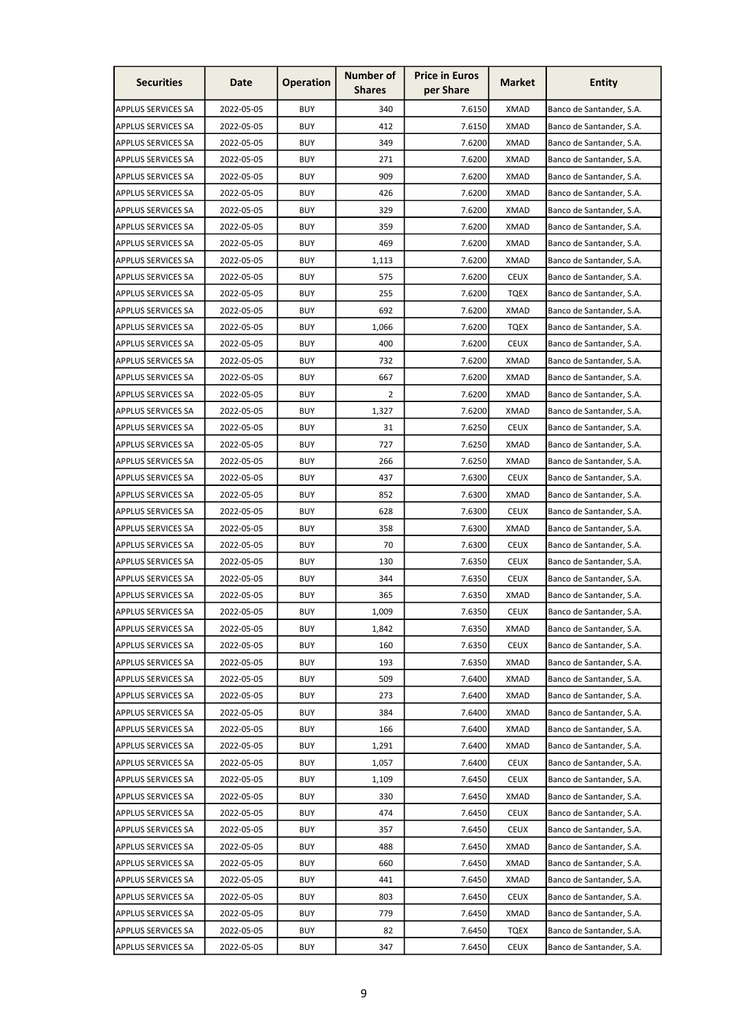| Securities | Date | Operation | Number of Shares | Price in Euros per Share | Market | Entity |
|---|---|---|---|---|---|---|
| APPLUS SERVICES SA | 2022-05-05 | BUY | 340 | 7.6150 | XMAD | Banco de Santander, S.A. |
| APPLUS SERVICES SA | 2022-05-05 | BUY | 412 | 7.6150 | XMAD | Banco de Santander, S.A. |
| APPLUS SERVICES SA | 2022-05-05 | BUY | 349 | 7.6200 | XMAD | Banco de Santander, S.A. |
| APPLUS SERVICES SA | 2022-05-05 | BUY | 271 | 7.6200 | XMAD | Banco de Santander, S.A. |
| APPLUS SERVICES SA | 2022-05-05 | BUY | 909 | 7.6200 | XMAD | Banco de Santander, S.A. |
| APPLUS SERVICES SA | 2022-05-05 | BUY | 426 | 7.6200 | XMAD | Banco de Santander, S.A. |
| APPLUS SERVICES SA | 2022-05-05 | BUY | 329 | 7.6200 | XMAD | Banco de Santander, S.A. |
| APPLUS SERVICES SA | 2022-05-05 | BUY | 359 | 7.6200 | XMAD | Banco de Santander, S.A. |
| APPLUS SERVICES SA | 2022-05-05 | BUY | 469 | 7.6200 | XMAD | Banco de Santander, S.A. |
| APPLUS SERVICES SA | 2022-05-05 | BUY | 1,113 | 7.6200 | XMAD | Banco de Santander, S.A. |
| APPLUS SERVICES SA | 2022-05-05 | BUY | 575 | 7.6200 | CEUX | Banco de Santander, S.A. |
| APPLUS SERVICES SA | 2022-05-05 | BUY | 255 | 7.6200 | TQEX | Banco de Santander, S.A. |
| APPLUS SERVICES SA | 2022-05-05 | BUY | 692 | 7.6200 | XMAD | Banco de Santander, S.A. |
| APPLUS SERVICES SA | 2022-05-05 | BUY | 1,066 | 7.6200 | TQEX | Banco de Santander, S.A. |
| APPLUS SERVICES SA | 2022-05-05 | BUY | 400 | 7.6200 | CEUX | Banco de Santander, S.A. |
| APPLUS SERVICES SA | 2022-05-05 | BUY | 732 | 7.6200 | XMAD | Banco de Santander, S.A. |
| APPLUS SERVICES SA | 2022-05-05 | BUY | 667 | 7.6200 | XMAD | Banco de Santander, S.A. |
| APPLUS SERVICES SA | 2022-05-05 | BUY | 2 | 7.6200 | XMAD | Banco de Santander, S.A. |
| APPLUS SERVICES SA | 2022-05-05 | BUY | 1,327 | 7.6200 | XMAD | Banco de Santander, S.A. |
| APPLUS SERVICES SA | 2022-05-05 | BUY | 31 | 7.6250 | CEUX | Banco de Santander, S.A. |
| APPLUS SERVICES SA | 2022-05-05 | BUY | 727 | 7.6250 | XMAD | Banco de Santander, S.A. |
| APPLUS SERVICES SA | 2022-05-05 | BUY | 266 | 7.6250 | XMAD | Banco de Santander, S.A. |
| APPLUS SERVICES SA | 2022-05-05 | BUY | 437 | 7.6300 | CEUX | Banco de Santander, S.A. |
| APPLUS SERVICES SA | 2022-05-05 | BUY | 852 | 7.6300 | XMAD | Banco de Santander, S.A. |
| APPLUS SERVICES SA | 2022-05-05 | BUY | 628 | 7.6300 | CEUX | Banco de Santander, S.A. |
| APPLUS SERVICES SA | 2022-05-05 | BUY | 358 | 7.6300 | XMAD | Banco de Santander, S.A. |
| APPLUS SERVICES SA | 2022-05-05 | BUY | 70 | 7.6300 | CEUX | Banco de Santander, S.A. |
| APPLUS SERVICES SA | 2022-05-05 | BUY | 130 | 7.6350 | CEUX | Banco de Santander, S.A. |
| APPLUS SERVICES SA | 2022-05-05 | BUY | 344 | 7.6350 | CEUX | Banco de Santander, S.A. |
| APPLUS SERVICES SA | 2022-05-05 | BUY | 365 | 7.6350 | XMAD | Banco de Santander, S.A. |
| APPLUS SERVICES SA | 2022-05-05 | BUY | 1,009 | 7.6350 | CEUX | Banco de Santander, S.A. |
| APPLUS SERVICES SA | 2022-05-05 | BUY | 1,842 | 7.6350 | XMAD | Banco de Santander, S.A. |
| APPLUS SERVICES SA | 2022-05-05 | BUY | 160 | 7.6350 | CEUX | Banco de Santander, S.A. |
| APPLUS SERVICES SA | 2022-05-05 | BUY | 193 | 7.6350 | XMAD | Banco de Santander, S.A. |
| APPLUS SERVICES SA | 2022-05-05 | BUY | 509 | 7.6400 | XMAD | Banco de Santander, S.A. |
| APPLUS SERVICES SA | 2022-05-05 | BUY | 273 | 7.6400 | XMAD | Banco de Santander, S.A. |
| APPLUS SERVICES SA | 2022-05-05 | BUY | 384 | 7.6400 | XMAD | Banco de Santander, S.A. |
| APPLUS SERVICES SA | 2022-05-05 | BUY | 166 | 7.6400 | XMAD | Banco de Santander, S.A. |
| APPLUS SERVICES SA | 2022-05-05 | BUY | 1,291 | 7.6400 | XMAD | Banco de Santander, S.A. |
| APPLUS SERVICES SA | 2022-05-05 | BUY | 1,057 | 7.6400 | CEUX | Banco de Santander, S.A. |
| APPLUS SERVICES SA | 2022-05-05 | BUY | 1,109 | 7.6450 | CEUX | Banco de Santander, S.A. |
| APPLUS SERVICES SA | 2022-05-05 | BUY | 330 | 7.6450 | XMAD | Banco de Santander, S.A. |
| APPLUS SERVICES SA | 2022-05-05 | BUY | 474 | 7.6450 | CEUX | Banco de Santander, S.A. |
| APPLUS SERVICES SA | 2022-05-05 | BUY | 357 | 7.6450 | CEUX | Banco de Santander, S.A. |
| APPLUS SERVICES SA | 2022-05-05 | BUY | 488 | 7.6450 | XMAD | Banco de Santander, S.A. |
| APPLUS SERVICES SA | 2022-05-05 | BUY | 660 | 7.6450 | XMAD | Banco de Santander, S.A. |
| APPLUS SERVICES SA | 2022-05-05 | BUY | 441 | 7.6450 | XMAD | Banco de Santander, S.A. |
| APPLUS SERVICES SA | 2022-05-05 | BUY | 803 | 7.6450 | CEUX | Banco de Santander, S.A. |
| APPLUS SERVICES SA | 2022-05-05 | BUY | 779 | 7.6450 | XMAD | Banco de Santander, S.A. |
| APPLUS SERVICES SA | 2022-05-05 | BUY | 82 | 7.6450 | TQEX | Banco de Santander, S.A. |
| APPLUS SERVICES SA | 2022-05-05 | BUY | 347 | 7.6450 | CEUX | Banco de Santander, S.A. |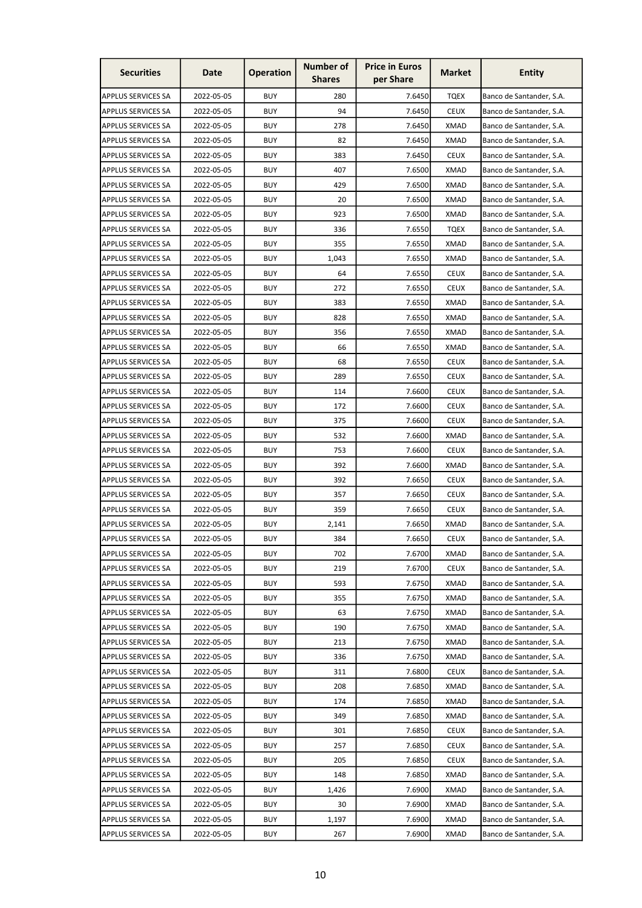| Securities | Date | Operation | Number of Shares | Price in Euros per Share | Market | Entity |
|---|---|---|---|---|---|---|
| APPLUS SERVICES SA | 2022-05-05 | BUY | 280 | 7.6450 | TQEX | Banco de Santander, S.A. |
| APPLUS SERVICES SA | 2022-05-05 | BUY | 94 | 7.6450 | CEUX | Banco de Santander, S.A. |
| APPLUS SERVICES SA | 2022-05-05 | BUY | 278 | 7.6450 | XMAD | Banco de Santander, S.A. |
| APPLUS SERVICES SA | 2022-05-05 | BUY | 82 | 7.6450 | XMAD | Banco de Santander, S.A. |
| APPLUS SERVICES SA | 2022-05-05 | BUY | 383 | 7.6450 | CEUX | Banco de Santander, S.A. |
| APPLUS SERVICES SA | 2022-05-05 | BUY | 407 | 7.6500 | XMAD | Banco de Santander, S.A. |
| APPLUS SERVICES SA | 2022-05-05 | BUY | 429 | 7.6500 | XMAD | Banco de Santander, S.A. |
| APPLUS SERVICES SA | 2022-05-05 | BUY | 20 | 7.6500 | XMAD | Banco de Santander, S.A. |
| APPLUS SERVICES SA | 2022-05-05 | BUY | 923 | 7.6500 | XMAD | Banco de Santander, S.A. |
| APPLUS SERVICES SA | 2022-05-05 | BUY | 336 | 7.6550 | TQEX | Banco de Santander, S.A. |
| APPLUS SERVICES SA | 2022-05-05 | BUY | 355 | 7.6550 | XMAD | Banco de Santander, S.A. |
| APPLUS SERVICES SA | 2022-05-05 | BUY | 1,043 | 7.6550 | XMAD | Banco de Santander, S.A. |
| APPLUS SERVICES SA | 2022-05-05 | BUY | 64 | 7.6550 | CEUX | Banco de Santander, S.A. |
| APPLUS SERVICES SA | 2022-05-05 | BUY | 272 | 7.6550 | CEUX | Banco de Santander, S.A. |
| APPLUS SERVICES SA | 2022-05-05 | BUY | 383 | 7.6550 | XMAD | Banco de Santander, S.A. |
| APPLUS SERVICES SA | 2022-05-05 | BUY | 828 | 7.6550 | XMAD | Banco de Santander, S.A. |
| APPLUS SERVICES SA | 2022-05-05 | BUY | 356 | 7.6550 | XMAD | Banco de Santander, S.A. |
| APPLUS SERVICES SA | 2022-05-05 | BUY | 66 | 7.6550 | XMAD | Banco de Santander, S.A. |
| APPLUS SERVICES SA | 2022-05-05 | BUY | 68 | 7.6550 | CEUX | Banco de Santander, S.A. |
| APPLUS SERVICES SA | 2022-05-05 | BUY | 289 | 7.6550 | CEUX | Banco de Santander, S.A. |
| APPLUS SERVICES SA | 2022-05-05 | BUY | 114 | 7.6600 | CEUX | Banco de Santander, S.A. |
| APPLUS SERVICES SA | 2022-05-05 | BUY | 172 | 7.6600 | CEUX | Banco de Santander, S.A. |
| APPLUS SERVICES SA | 2022-05-05 | BUY | 375 | 7.6600 | CEUX | Banco de Santander, S.A. |
| APPLUS SERVICES SA | 2022-05-05 | BUY | 532 | 7.6600 | XMAD | Banco de Santander, S.A. |
| APPLUS SERVICES SA | 2022-05-05 | BUY | 753 | 7.6600 | CEUX | Banco de Santander, S.A. |
| APPLUS SERVICES SA | 2022-05-05 | BUY | 392 | 7.6600 | XMAD | Banco de Santander, S.A. |
| APPLUS SERVICES SA | 2022-05-05 | BUY | 392 | 7.6650 | CEUX | Banco de Santander, S.A. |
| APPLUS SERVICES SA | 2022-05-05 | BUY | 357 | 7.6650 | CEUX | Banco de Santander, S.A. |
| APPLUS SERVICES SA | 2022-05-05 | BUY | 359 | 7.6650 | CEUX | Banco de Santander, S.A. |
| APPLUS SERVICES SA | 2022-05-05 | BUY | 2,141 | 7.6650 | XMAD | Banco de Santander, S.A. |
| APPLUS SERVICES SA | 2022-05-05 | BUY | 384 | 7.6650 | CEUX | Banco de Santander, S.A. |
| APPLUS SERVICES SA | 2022-05-05 | BUY | 702 | 7.6700 | XMAD | Banco de Santander, S.A. |
| APPLUS SERVICES SA | 2022-05-05 | BUY | 219 | 7.6700 | CEUX | Banco de Santander, S.A. |
| APPLUS SERVICES SA | 2022-05-05 | BUY | 593 | 7.6750 | XMAD | Banco de Santander, S.A. |
| APPLUS SERVICES SA | 2022-05-05 | BUY | 355 | 7.6750 | XMAD | Banco de Santander, S.A. |
| APPLUS SERVICES SA | 2022-05-05 | BUY | 63 | 7.6750 | XMAD | Banco de Santander, S.A. |
| APPLUS SERVICES SA | 2022-05-05 | BUY | 190 | 7.6750 | XMAD | Banco de Santander, S.A. |
| APPLUS SERVICES SA | 2022-05-05 | BUY | 213 | 7.6750 | XMAD | Banco de Santander, S.A. |
| APPLUS SERVICES SA | 2022-05-05 | BUY | 336 | 7.6750 | XMAD | Banco de Santander, S.A. |
| APPLUS SERVICES SA | 2022-05-05 | BUY | 311 | 7.6800 | CEUX | Banco de Santander, S.A. |
| APPLUS SERVICES SA | 2022-05-05 | BUY | 208 | 7.6850 | XMAD | Banco de Santander, S.A. |
| APPLUS SERVICES SA | 2022-05-05 | BUY | 174 | 7.6850 | XMAD | Banco de Santander, S.A. |
| APPLUS SERVICES SA | 2022-05-05 | BUY | 349 | 7.6850 | XMAD | Banco de Santander, S.A. |
| APPLUS SERVICES SA | 2022-05-05 | BUY | 301 | 7.6850 | CEUX | Banco de Santander, S.A. |
| APPLUS SERVICES SA | 2022-05-05 | BUY | 257 | 7.6850 | CEUX | Banco de Santander, S.A. |
| APPLUS SERVICES SA | 2022-05-05 | BUY | 205 | 7.6850 | CEUX | Banco de Santander, S.A. |
| APPLUS SERVICES SA | 2022-05-05 | BUY | 148 | 7.6850 | XMAD | Banco de Santander, S.A. |
| APPLUS SERVICES SA | 2022-05-05 | BUY | 1,426 | 7.6900 | XMAD | Banco de Santander, S.A. |
| APPLUS SERVICES SA | 2022-05-05 | BUY | 30 | 7.6900 | XMAD | Banco de Santander, S.A. |
| APPLUS SERVICES SA | 2022-05-05 | BUY | 1,197 | 7.6900 | XMAD | Banco de Santander, S.A. |
| APPLUS SERVICES SA | 2022-05-05 | BUY | 267 | 7.6900 | XMAD | Banco de Santander, S.A. |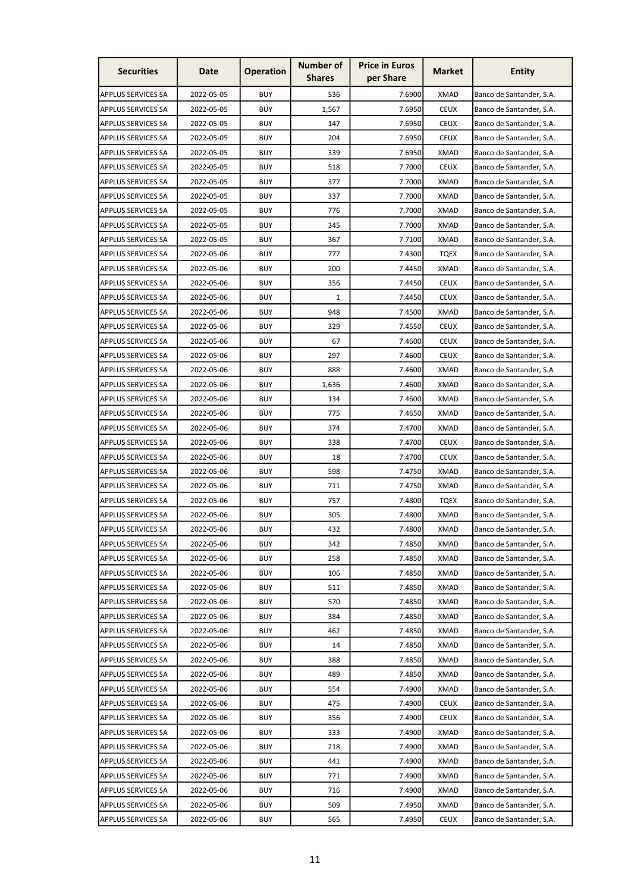| Securities | Date | Operation | Number of Shares | Price in Euros per Share | Market | Entity |
|---|---|---|---|---|---|---|
| APPLUS SERVICES SA | 2022-05-05 | BUY | 536 | 7.6900 | XMAD | Banco de Santander, S.A. |
| APPLUS SERVICES SA | 2022-05-05 | BUY | 1,567 | 7.6950 | CEUX | Banco de Santander, S.A. |
| APPLUS SERVICES SA | 2022-05-05 | BUY | 147 | 7.6950 | CEUX | Banco de Santander, S.A. |
| APPLUS SERVICES SA | 2022-05-05 | BUY | 204 | 7.6950 | CEUX | Banco de Santander, S.A. |
| APPLUS SERVICES SA | 2022-05-05 | BUY | 339 | 7.6950 | XMAD | Banco de Santander, S.A. |
| APPLUS SERVICES SA | 2022-05-05 | BUY | 518 | 7.7000 | CEUX | Banco de Santander, S.A. |
| APPLUS SERVICES SA | 2022-05-05 | BUY | 377 | 7.7000 | XMAD | Banco de Santander, S.A. |
| APPLUS SERVICES SA | 2022-05-05 | BUY | 337 | 7.7000 | XMAD | Banco de Santander, S.A. |
| APPLUS SERVICES SA | 2022-05-05 | BUY | 776 | 7.7000 | XMAD | Banco de Santander, S.A. |
| APPLUS SERVICES SA | 2022-05-05 | BUY | 345 | 7.7000 | XMAD | Banco de Santander, S.A. |
| APPLUS SERVICES SA | 2022-05-05 | BUY | 367 | 7.7100 | XMAD | Banco de Santander, S.A. |
| APPLUS SERVICES SA | 2022-05-06 | BUY | 777 | 7.4300 | TQEX | Banco de Santander, S.A. |
| APPLUS SERVICES SA | 2022-05-06 | BUY | 200 | 7.4450 | XMAD | Banco de Santander, S.A. |
| APPLUS SERVICES SA | 2022-05-06 | BUY | 356 | 7.4450 | CEUX | Banco de Santander, S.A. |
| APPLUS SERVICES SA | 2022-05-06 | BUY | 1 | 7.4450 | CEUX | Banco de Santander, S.A. |
| APPLUS SERVICES SA | 2022-05-06 | BUY | 948 | 7.4500 | XMAD | Banco de Santander, S.A. |
| APPLUS SERVICES SA | 2022-05-06 | BUY | 329 | 7.4550 | CEUX | Banco de Santander, S.A. |
| APPLUS SERVICES SA | 2022-05-06 | BUY | 67 | 7.4600 | CEUX | Banco de Santander, S.A. |
| APPLUS SERVICES SA | 2022-05-06 | BUY | 297 | 7.4600 | CEUX | Banco de Santander, S.A. |
| APPLUS SERVICES SA | 2022-05-06 | BUY | 888 | 7.4600 | XMAD | Banco de Santander, S.A. |
| APPLUS SERVICES SA | 2022-05-06 | BUY | 1,636 | 7.4600 | XMAD | Banco de Santander, S.A. |
| APPLUS SERVICES SA | 2022-05-06 | BUY | 134 | 7.4600 | XMAD | Banco de Santander, S.A. |
| APPLUS SERVICES SA | 2022-05-06 | BUY | 775 | 7.4650 | XMAD | Banco de Santander, S.A. |
| APPLUS SERVICES SA | 2022-05-06 | BUY | 374 | 7.4700 | XMAD | Banco de Santander, S.A. |
| APPLUS SERVICES SA | 2022-05-06 | BUY | 338 | 7.4700 | CEUX | Banco de Santander, S.A. |
| APPLUS SERVICES SA | 2022-05-06 | BUY | 18 | 7.4700 | CEUX | Banco de Santander, S.A. |
| APPLUS SERVICES SA | 2022-05-06 | BUY | 598 | 7.4750 | XMAD | Banco de Santander, S.A. |
| APPLUS SERVICES SA | 2022-05-06 | BUY | 711 | 7.4750 | XMAD | Banco de Santander, S.A. |
| APPLUS SERVICES SA | 2022-05-06 | BUY | 757 | 7.4800 | TQEX | Banco de Santander, S.A. |
| APPLUS SERVICES SA | 2022-05-06 | BUY | 305 | 7.4800 | XMAD | Banco de Santander, S.A. |
| APPLUS SERVICES SA | 2022-05-06 | BUY | 432 | 7.4800 | XMAD | Banco de Santander, S.A. |
| APPLUS SERVICES SA | 2022-05-06 | BUY | 342 | 7.4850 | XMAD | Banco de Santander, S.A. |
| APPLUS SERVICES SA | 2022-05-06 | BUY | 258 | 7.4850 | XMAD | Banco de Santander, S.A. |
| APPLUS SERVICES SA | 2022-05-06 | BUY | 106 | 7.4850 | XMAD | Banco de Santander, S.A. |
| APPLUS SERVICES SA | 2022-05-06 | BUY | 511 | 7.4850 | XMAD | Banco de Santander, S.A. |
| APPLUS SERVICES SA | 2022-05-06 | BUY | 570 | 7.4850 | XMAD | Banco de Santander, S.A. |
| APPLUS SERVICES SA | 2022-05-06 | BUY | 384 | 7.4850 | XMAD | Banco de Santander, S.A. |
| APPLUS SERVICES SA | 2022-05-06 | BUY | 462 | 7.4850 | XMAD | Banco de Santander, S.A. |
| APPLUS SERVICES SA | 2022-05-06 | BUY | 14 | 7.4850 | XMAD | Banco de Santander, S.A. |
| APPLUS SERVICES SA | 2022-05-06 | BUY | 388 | 7.4850 | XMAD | Banco de Santander, S.A. |
| APPLUS SERVICES SA | 2022-05-06 | BUY | 489 | 7.4850 | XMAD | Banco de Santander, S.A. |
| APPLUS SERVICES SA | 2022-05-06 | BUY | 554 | 7.4900 | XMAD | Banco de Santander, S.A. |
| APPLUS SERVICES SA | 2022-05-06 | BUY | 475 | 7.4900 | CEUX | Banco de Santander, S.A. |
| APPLUS SERVICES SA | 2022-05-06 | BUY | 356 | 7.4900 | CEUX | Banco de Santander, S.A. |
| APPLUS SERVICES SA | 2022-05-06 | BUY | 333 | 7.4900 | XMAD | Banco de Santander, S.A. |
| APPLUS SERVICES SA | 2022-05-06 | BUY | 218 | 7.4900 | XMAD | Banco de Santander, S.A. |
| APPLUS SERVICES SA | 2022-05-06 | BUY | 441 | 7.4900 | XMAD | Banco de Santander, S.A. |
| APPLUS SERVICES SA | 2022-05-06 | BUY | 771 | 7.4900 | XMAD | Banco de Santander, S.A. |
| APPLUS SERVICES SA | 2022-05-06 | BUY | 716 | 7.4900 | XMAD | Banco de Santander, S.A. |
| APPLUS SERVICES SA | 2022-05-06 | BUY | 509 | 7.4950 | XMAD | Banco de Santander, S.A. |
| APPLUS SERVICES SA | 2022-05-06 | BUY | 565 | 7.4950 | CEUX | Banco de Santander, S.A. |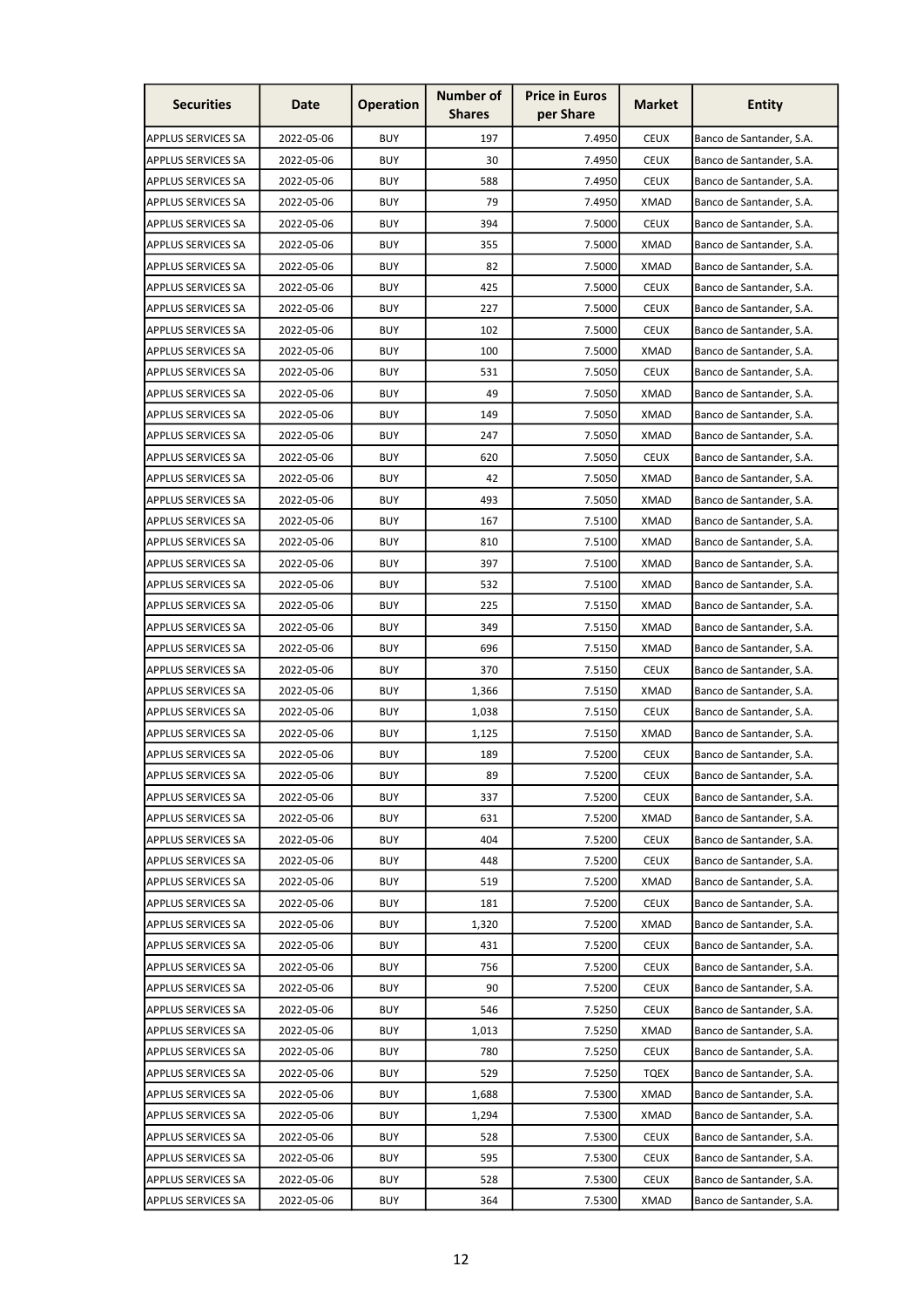| Securities | Date | Operation | Number of Shares | Price in Euros per Share | Market | Entity |
|---|---|---|---|---|---|---|
| APPLUS SERVICES SA | 2022-05-06 | BUY | 197 | 7.4950 | CEUX | Banco de Santander, S.A. |
| APPLUS SERVICES SA | 2022-05-06 | BUY | 30 | 7.4950 | CEUX | Banco de Santander, S.A. |
| APPLUS SERVICES SA | 2022-05-06 | BUY | 588 | 7.4950 | CEUX | Banco de Santander, S.A. |
| APPLUS SERVICES SA | 2022-05-06 | BUY | 79 | 7.4950 | XMAD | Banco de Santander, S.A. |
| APPLUS SERVICES SA | 2022-05-06 | BUY | 394 | 7.5000 | CEUX | Banco de Santander, S.A. |
| APPLUS SERVICES SA | 2022-05-06 | BUY | 355 | 7.5000 | XMAD | Banco de Santander, S.A. |
| APPLUS SERVICES SA | 2022-05-06 | BUY | 82 | 7.5000 | XMAD | Banco de Santander, S.A. |
| APPLUS SERVICES SA | 2022-05-06 | BUY | 425 | 7.5000 | CEUX | Banco de Santander, S.A. |
| APPLUS SERVICES SA | 2022-05-06 | BUY | 227 | 7.5000 | CEUX | Banco de Santander, S.A. |
| APPLUS SERVICES SA | 2022-05-06 | BUY | 102 | 7.5000 | CEUX | Banco de Santander, S.A. |
| APPLUS SERVICES SA | 2022-05-06 | BUY | 100 | 7.5000 | XMAD | Banco de Santander, S.A. |
| APPLUS SERVICES SA | 2022-05-06 | BUY | 531 | 7.5050 | CEUX | Banco de Santander, S.A. |
| APPLUS SERVICES SA | 2022-05-06 | BUY | 49 | 7.5050 | XMAD | Banco de Santander, S.A. |
| APPLUS SERVICES SA | 2022-05-06 | BUY | 149 | 7.5050 | XMAD | Banco de Santander, S.A. |
| APPLUS SERVICES SA | 2022-05-06 | BUY | 247 | 7.5050 | XMAD | Banco de Santander, S.A. |
| APPLUS SERVICES SA | 2022-05-06 | BUY | 620 | 7.5050 | CEUX | Banco de Santander, S.A. |
| APPLUS SERVICES SA | 2022-05-06 | BUY | 42 | 7.5050 | XMAD | Banco de Santander, S.A. |
| APPLUS SERVICES SA | 2022-05-06 | BUY | 493 | 7.5050 | XMAD | Banco de Santander, S.A. |
| APPLUS SERVICES SA | 2022-05-06 | BUY | 167 | 7.5100 | XMAD | Banco de Santander, S.A. |
| APPLUS SERVICES SA | 2022-05-06 | BUY | 810 | 7.5100 | XMAD | Banco de Santander, S.A. |
| APPLUS SERVICES SA | 2022-05-06 | BUY | 397 | 7.5100 | XMAD | Banco de Santander, S.A. |
| APPLUS SERVICES SA | 2022-05-06 | BUY | 532 | 7.5100 | XMAD | Banco de Santander, S.A. |
| APPLUS SERVICES SA | 2022-05-06 | BUY | 225 | 7.5150 | XMAD | Banco de Santander, S.A. |
| APPLUS SERVICES SA | 2022-05-06 | BUY | 349 | 7.5150 | XMAD | Banco de Santander, S.A. |
| APPLUS SERVICES SA | 2022-05-06 | BUY | 696 | 7.5150 | XMAD | Banco de Santander, S.A. |
| APPLUS SERVICES SA | 2022-05-06 | BUY | 370 | 7.5150 | CEUX | Banco de Santander, S.A. |
| APPLUS SERVICES SA | 2022-05-06 | BUY | 1,366 | 7.5150 | XMAD | Banco de Santander, S.A. |
| APPLUS SERVICES SA | 2022-05-06 | BUY | 1,038 | 7.5150 | CEUX | Banco de Santander, S.A. |
| APPLUS SERVICES SA | 2022-05-06 | BUY | 1,125 | 7.5150 | XMAD | Banco de Santander, S.A. |
| APPLUS SERVICES SA | 2022-05-06 | BUY | 189 | 7.5200 | CEUX | Banco de Santander, S.A. |
| APPLUS SERVICES SA | 2022-05-06 | BUY | 89 | 7.5200 | CEUX | Banco de Santander, S.A. |
| APPLUS SERVICES SA | 2022-05-06 | BUY | 337 | 7.5200 | CEUX | Banco de Santander, S.A. |
| APPLUS SERVICES SA | 2022-05-06 | BUY | 631 | 7.5200 | XMAD | Banco de Santander, S.A. |
| APPLUS SERVICES SA | 2022-05-06 | BUY | 404 | 7.5200 | CEUX | Banco de Santander, S.A. |
| APPLUS SERVICES SA | 2022-05-06 | BUY | 448 | 7.5200 | CEUX | Banco de Santander, S.A. |
| APPLUS SERVICES SA | 2022-05-06 | BUY | 519 | 7.5200 | XMAD | Banco de Santander, S.A. |
| APPLUS SERVICES SA | 2022-05-06 | BUY | 181 | 7.5200 | CEUX | Banco de Santander, S.A. |
| APPLUS SERVICES SA | 2022-05-06 | BUY | 1,320 | 7.5200 | XMAD | Banco de Santander, S.A. |
| APPLUS SERVICES SA | 2022-05-06 | BUY | 431 | 7.5200 | CEUX | Banco de Santander, S.A. |
| APPLUS SERVICES SA | 2022-05-06 | BUY | 756 | 7.5200 | CEUX | Banco de Santander, S.A. |
| APPLUS SERVICES SA | 2022-05-06 | BUY | 90 | 7.5200 | CEUX | Banco de Santander, S.A. |
| APPLUS SERVICES SA | 2022-05-06 | BUY | 546 | 7.5250 | CEUX | Banco de Santander, S.A. |
| APPLUS SERVICES SA | 2022-05-06 | BUY | 1,013 | 7.5250 | XMAD | Banco de Santander, S.A. |
| APPLUS SERVICES SA | 2022-05-06 | BUY | 780 | 7.5250 | CEUX | Banco de Santander, S.A. |
| APPLUS SERVICES SA | 2022-05-06 | BUY | 529 | 7.5250 | TQEX | Banco de Santander, S.A. |
| APPLUS SERVICES SA | 2022-05-06 | BUY | 1,688 | 7.5300 | XMAD | Banco de Santander, S.A. |
| APPLUS SERVICES SA | 2022-05-06 | BUY | 1,294 | 7.5300 | XMAD | Banco de Santander, S.A. |
| APPLUS SERVICES SA | 2022-05-06 | BUY | 528 | 7.5300 | CEUX | Banco de Santander, S.A. |
| APPLUS SERVICES SA | 2022-05-06 | BUY | 595 | 7.5300 | CEUX | Banco de Santander, S.A. |
| APPLUS SERVICES SA | 2022-05-06 | BUY | 528 | 7.5300 | CEUX | Banco de Santander, S.A. |
| APPLUS SERVICES SA | 2022-05-06 | BUY | 364 | 7.5300 | XMAD | Banco de Santander, S.A. |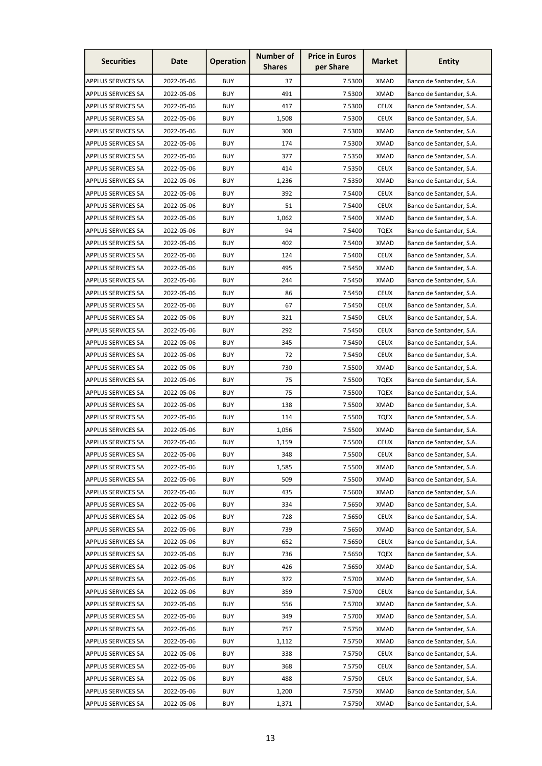| Securities | Date | Operation | Number of Shares | Price in Euros per Share | Market | Entity |
|---|---|---|---|---|---|---|
| APPLUS SERVICES SA | 2022-05-06 | BUY | 37 | 7.5300 | XMAD | Banco de Santander, S.A. |
| APPLUS SERVICES SA | 2022-05-06 | BUY | 491 | 7.5300 | XMAD | Banco de Santander, S.A. |
| APPLUS SERVICES SA | 2022-05-06 | BUY | 417 | 7.5300 | CEUX | Banco de Santander, S.A. |
| APPLUS SERVICES SA | 2022-05-06 | BUY | 1,508 | 7.5300 | CEUX | Banco de Santander, S.A. |
| APPLUS SERVICES SA | 2022-05-06 | BUY | 300 | 7.5300 | XMAD | Banco de Santander, S.A. |
| APPLUS SERVICES SA | 2022-05-06 | BUY | 174 | 7.5300 | XMAD | Banco de Santander, S.A. |
| APPLUS SERVICES SA | 2022-05-06 | BUY | 377 | 7.5350 | XMAD | Banco de Santander, S.A. |
| APPLUS SERVICES SA | 2022-05-06 | BUY | 414 | 7.5350 | CEUX | Banco de Santander, S.A. |
| APPLUS SERVICES SA | 2022-05-06 | BUY | 1,236 | 7.5350 | XMAD | Banco de Santander, S.A. |
| APPLUS SERVICES SA | 2022-05-06 | BUY | 392 | 7.5400 | CEUX | Banco de Santander, S.A. |
| APPLUS SERVICES SA | 2022-05-06 | BUY | 51 | 7.5400 | CEUX | Banco de Santander, S.A. |
| APPLUS SERVICES SA | 2022-05-06 | BUY | 1,062 | 7.5400 | XMAD | Banco de Santander, S.A. |
| APPLUS SERVICES SA | 2022-05-06 | BUY | 94 | 7.5400 | TQEX | Banco de Santander, S.A. |
| APPLUS SERVICES SA | 2022-05-06 | BUY | 402 | 7.5400 | XMAD | Banco de Santander, S.A. |
| APPLUS SERVICES SA | 2022-05-06 | BUY | 124 | 7.5400 | CEUX | Banco de Santander, S.A. |
| APPLUS SERVICES SA | 2022-05-06 | BUY | 495 | 7.5450 | XMAD | Banco de Santander, S.A. |
| APPLUS SERVICES SA | 2022-05-06 | BUY | 244 | 7.5450 | XMAD | Banco de Santander, S.A. |
| APPLUS SERVICES SA | 2022-05-06 | BUY | 86 | 7.5450 | CEUX | Banco de Santander, S.A. |
| APPLUS SERVICES SA | 2022-05-06 | BUY | 67 | 7.5450 | CEUX | Banco de Santander, S.A. |
| APPLUS SERVICES SA | 2022-05-06 | BUY | 321 | 7.5450 | CEUX | Banco de Santander, S.A. |
| APPLUS SERVICES SA | 2022-05-06 | BUY | 292 | 7.5450 | CEUX | Banco de Santander, S.A. |
| APPLUS SERVICES SA | 2022-05-06 | BUY | 345 | 7.5450 | CEUX | Banco de Santander, S.A. |
| APPLUS SERVICES SA | 2022-05-06 | BUY | 72 | 7.5450 | CEUX | Banco de Santander, S.A. |
| APPLUS SERVICES SA | 2022-05-06 | BUY | 730 | 7.5500 | XMAD | Banco de Santander, S.A. |
| APPLUS SERVICES SA | 2022-05-06 | BUY | 75 | 7.5500 | TQEX | Banco de Santander, S.A. |
| APPLUS SERVICES SA | 2022-05-06 | BUY | 75 | 7.5500 | TQEX | Banco de Santander, S.A. |
| APPLUS SERVICES SA | 2022-05-06 | BUY | 138 | 7.5500 | XMAD | Banco de Santander, S.A. |
| APPLUS SERVICES SA | 2022-05-06 | BUY | 114 | 7.5500 | TQEX | Banco de Santander, S.A. |
| APPLUS SERVICES SA | 2022-05-06 | BUY | 1,056 | 7.5500 | XMAD | Banco de Santander, S.A. |
| APPLUS SERVICES SA | 2022-05-06 | BUY | 1,159 | 7.5500 | CEUX | Banco de Santander, S.A. |
| APPLUS SERVICES SA | 2022-05-06 | BUY | 348 | 7.5500 | CEUX | Banco de Santander, S.A. |
| APPLUS SERVICES SA | 2022-05-06 | BUY | 1,585 | 7.5500 | XMAD | Banco de Santander, S.A. |
| APPLUS SERVICES SA | 2022-05-06 | BUY | 509 | 7.5500 | XMAD | Banco de Santander, S.A. |
| APPLUS SERVICES SA | 2022-05-06 | BUY | 435 | 7.5600 | XMAD | Banco de Santander, S.A. |
| APPLUS SERVICES SA | 2022-05-06 | BUY | 334 | 7.5650 | XMAD | Banco de Santander, S.A. |
| APPLUS SERVICES SA | 2022-05-06 | BUY | 728 | 7.5650 | CEUX | Banco de Santander, S.A. |
| APPLUS SERVICES SA | 2022-05-06 | BUY | 739 | 7.5650 | XMAD | Banco de Santander, S.A. |
| APPLUS SERVICES SA | 2022-05-06 | BUY | 652 | 7.5650 | CEUX | Banco de Santander, S.A. |
| APPLUS SERVICES SA | 2022-05-06 | BUY | 736 | 7.5650 | TQEX | Banco de Santander, S.A. |
| APPLUS SERVICES SA | 2022-05-06 | BUY | 426 | 7.5650 | XMAD | Banco de Santander, S.A. |
| APPLUS SERVICES SA | 2022-05-06 | BUY | 372 | 7.5700 | XMAD | Banco de Santander, S.A. |
| APPLUS SERVICES SA | 2022-05-06 | BUY | 359 | 7.5700 | CEUX | Banco de Santander, S.A. |
| APPLUS SERVICES SA | 2022-05-06 | BUY | 556 | 7.5700 | XMAD | Banco de Santander, S.A. |
| APPLUS SERVICES SA | 2022-05-06 | BUY | 349 | 7.5700 | XMAD | Banco de Santander, S.A. |
| APPLUS SERVICES SA | 2022-05-06 | BUY | 757 | 7.5750 | XMAD | Banco de Santander, S.A. |
| APPLUS SERVICES SA | 2022-05-06 | BUY | 1,112 | 7.5750 | XMAD | Banco de Santander, S.A. |
| APPLUS SERVICES SA | 2022-05-06 | BUY | 338 | 7.5750 | CEUX | Banco de Santander, S.A. |
| APPLUS SERVICES SA | 2022-05-06 | BUY | 368 | 7.5750 | CEUX | Banco de Santander, S.A. |
| APPLUS SERVICES SA | 2022-05-06 | BUY | 488 | 7.5750 | CEUX | Banco de Santander, S.A. |
| APPLUS SERVICES SA | 2022-05-06 | BUY | 1,200 | 7.5750 | XMAD | Banco de Santander, S.A. |
| APPLUS SERVICES SA | 2022-05-06 | BUY | 1,371 | 7.5750 | XMAD | Banco de Santander, S.A. |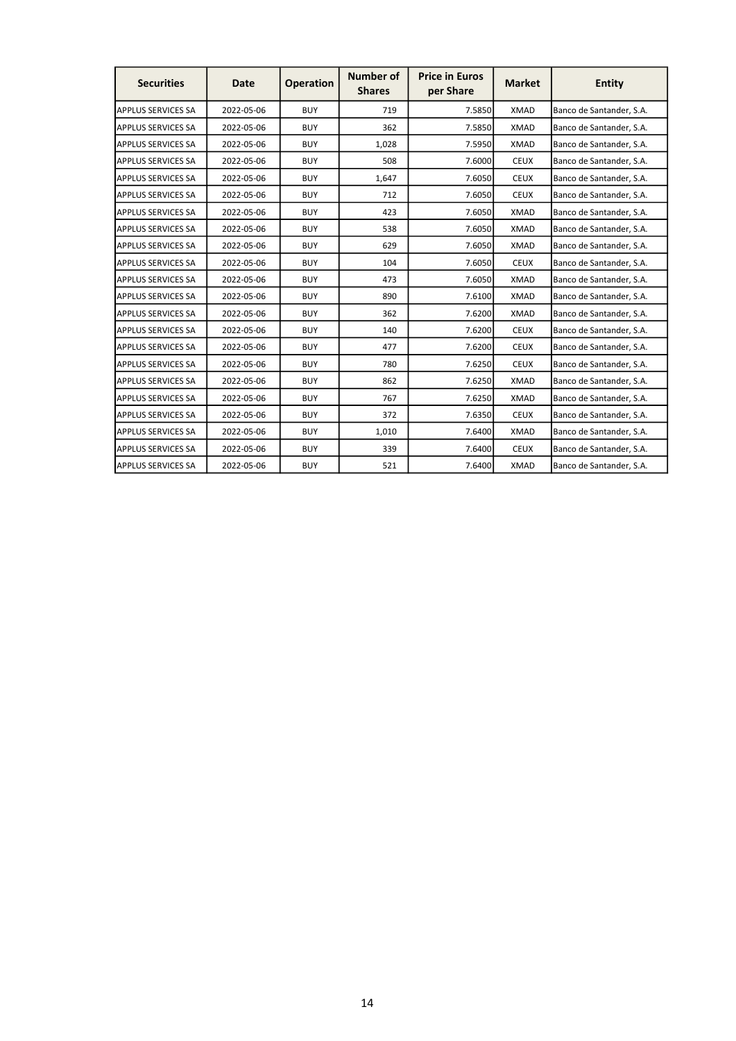| Securities | Date | Operation | Number of Shares | Price in Euros per Share | Market | Entity |
|---|---|---|---|---|---|---|
| APPLUS SERVICES SA | 2022-05-06 | BUY | 719 | 7.5850 | XMAD | Banco de Santander, S.A. |
| APPLUS SERVICES SA | 2022-05-06 | BUY | 362 | 7.5850 | XMAD | Banco de Santander, S.A. |
| APPLUS SERVICES SA | 2022-05-06 | BUY | 1,028 | 7.5950 | XMAD | Banco de Santander, S.A. |
| APPLUS SERVICES SA | 2022-05-06 | BUY | 508 | 7.6000 | CEUX | Banco de Santander, S.A. |
| APPLUS SERVICES SA | 2022-05-06 | BUY | 1,647 | 7.6050 | CEUX | Banco de Santander, S.A. |
| APPLUS SERVICES SA | 2022-05-06 | BUY | 712 | 7.6050 | CEUX | Banco de Santander, S.A. |
| APPLUS SERVICES SA | 2022-05-06 | BUY | 423 | 7.6050 | XMAD | Banco de Santander, S.A. |
| APPLUS SERVICES SA | 2022-05-06 | BUY | 538 | 7.6050 | XMAD | Banco de Santander, S.A. |
| APPLUS SERVICES SA | 2022-05-06 | BUY | 629 | 7.6050 | XMAD | Banco de Santander, S.A. |
| APPLUS SERVICES SA | 2022-05-06 | BUY | 104 | 7.6050 | CEUX | Banco de Santander, S.A. |
| APPLUS SERVICES SA | 2022-05-06 | BUY | 473 | 7.6050 | XMAD | Banco de Santander, S.A. |
| APPLUS SERVICES SA | 2022-05-06 | BUY | 890 | 7.6100 | XMAD | Banco de Santander, S.A. |
| APPLUS SERVICES SA | 2022-05-06 | BUY | 362 | 7.6200 | XMAD | Banco de Santander, S.A. |
| APPLUS SERVICES SA | 2022-05-06 | BUY | 140 | 7.6200 | CEUX | Banco de Santander, S.A. |
| APPLUS SERVICES SA | 2022-05-06 | BUY | 477 | 7.6200 | CEUX | Banco de Santander, S.A. |
| APPLUS SERVICES SA | 2022-05-06 | BUY | 780 | 7.6250 | CEUX | Banco de Santander, S.A. |
| APPLUS SERVICES SA | 2022-05-06 | BUY | 862 | 7.6250 | XMAD | Banco de Santander, S.A. |
| APPLUS SERVICES SA | 2022-05-06 | BUY | 767 | 7.6250 | XMAD | Banco de Santander, S.A. |
| APPLUS SERVICES SA | 2022-05-06 | BUY | 372 | 7.6350 | CEUX | Banco de Santander, S.A. |
| APPLUS SERVICES SA | 2022-05-06 | BUY | 1,010 | 7.6400 | XMAD | Banco de Santander, S.A. |
| APPLUS SERVICES SA | 2022-05-06 | BUY | 339 | 7.6400 | CEUX | Banco de Santander, S.A. |
| APPLUS SERVICES SA | 2022-05-06 | BUY | 521 | 7.6400 | XMAD | Banco de Santander, S.A. |